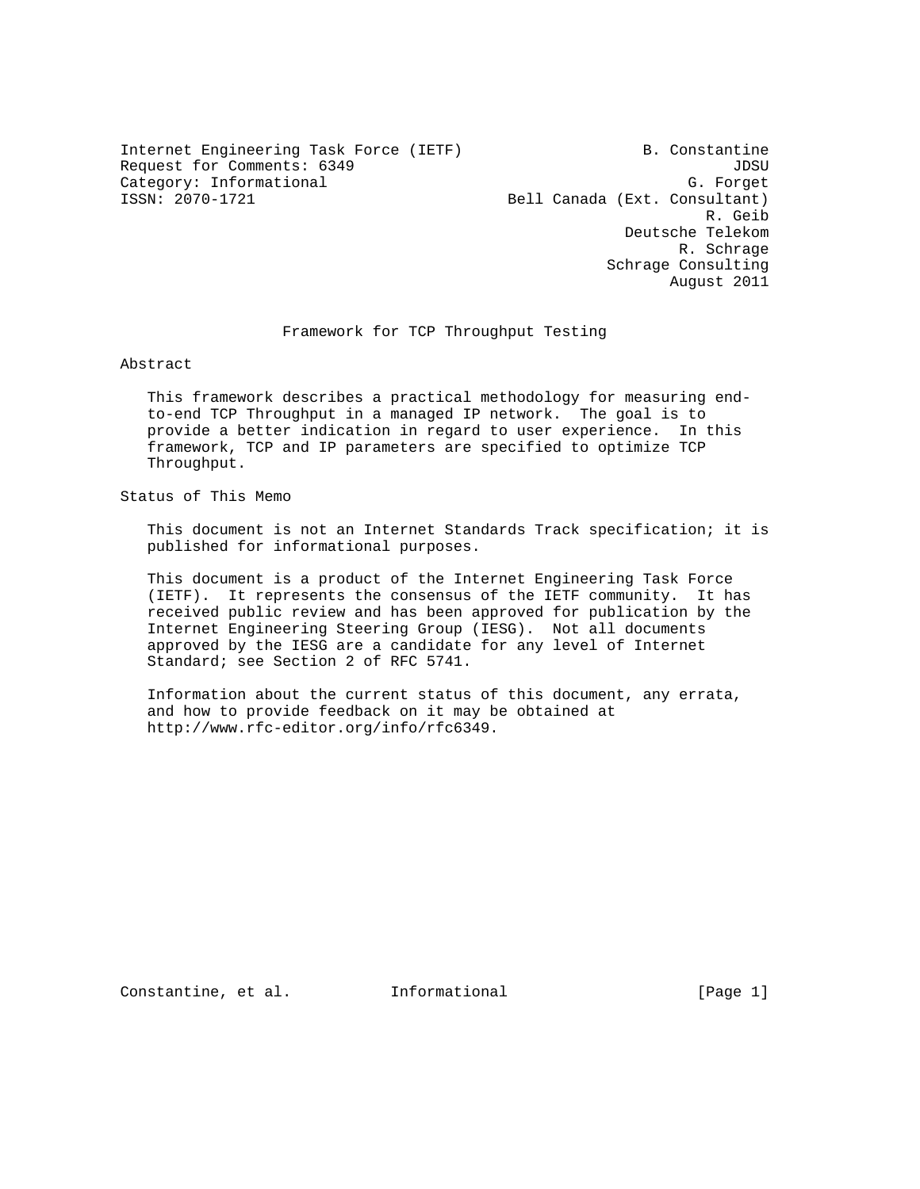Internet Engineering Task Force (IETF)  
Request for Comments: 6349  
Category: Informational  
ISSN: 2070-1721

B. Constantine  
JDSU  
G. Forget  
Bell Canada (Ext. Consultant)  
R. Geib  
Deutsche Telekom  
R. Schrage  
Schrage Consulting  
August 2011

# Framework for TCP Throughput Testing

## Abstract

This framework describes a practical methodology for measuring end-to-end TCP Throughput in a managed IP network. The goal is to provide a better indication in regard to user experience. In this framework, TCP and IP parameters are specified to optimize TCP Throughput.

## Status of This Memo

This document is not an Internet Standards Track specification; it is published for informational purposes.

This document is a product of the Internet Engineering Task Force (IETF). It represents the consensus of the IETF community. It has received public review and has been approved for publication by the Internet Engineering Steering Group (IESG). Not all documents approved by the IESG are a candidate for any level of Internet Standard; see Section 2 of RFC 5741.

Information about the current status of this document, any errata, and how to provide feedback on it may be obtained at http://www.rfc-editor.org/info/rfc6349.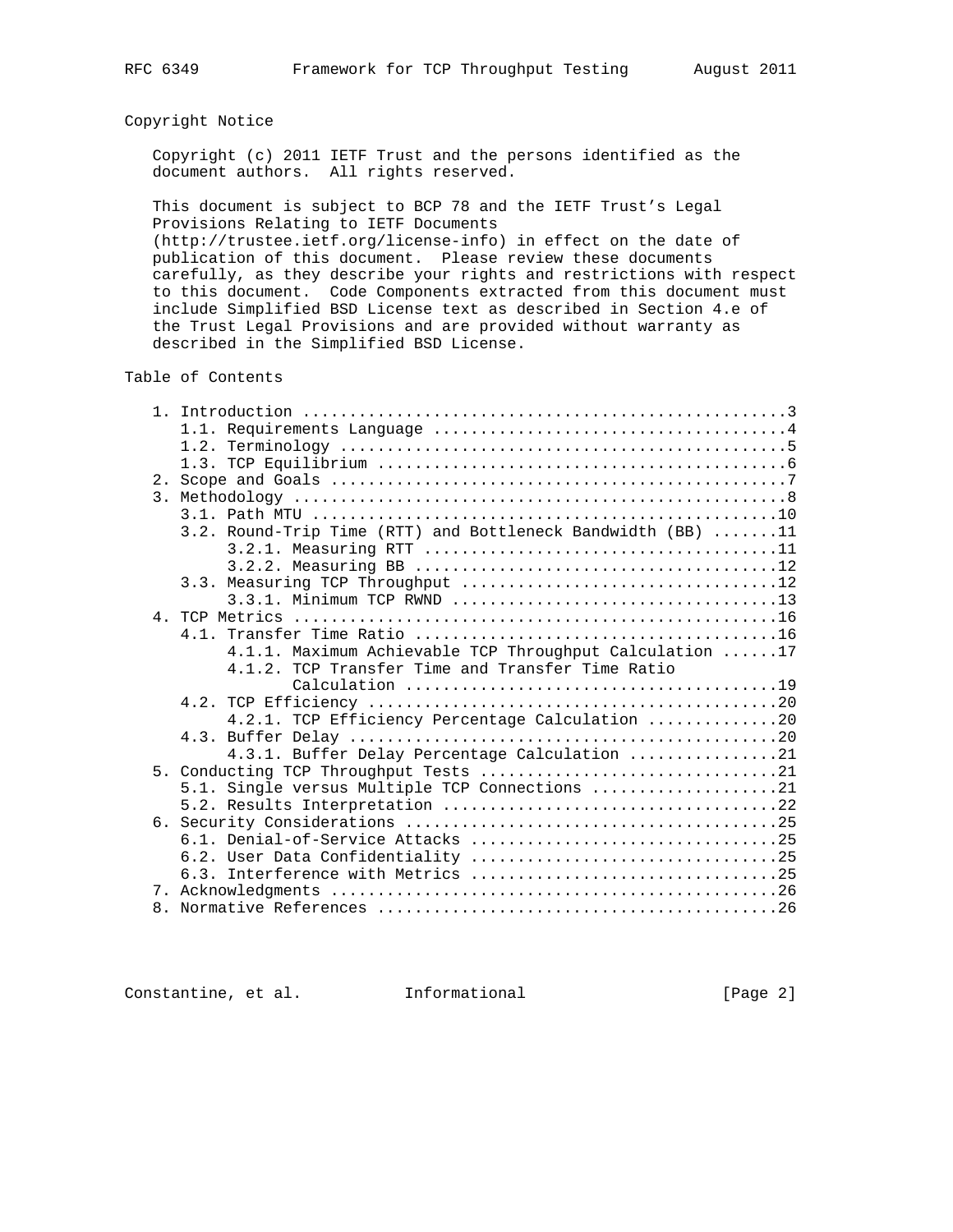## Copyright Notice

Copyright (c) 2011 IETF Trust and the persons identified as the document authors. All rights reserved.

This document is subject to BCP 78 and the IETF Trust's Legal Provisions Relating to IETF Documents (http://trustee.ietf.org/license-info) in effect on the date of publication of this document. Please review these documents carefully, as they describe your rights and restrictions with respect to this document. Code Components extracted from this document must include Simplified BSD License text as described in Section 4.e of the Trust Legal Provisions and are provided without warranty as described in the Simplified BSD License.

## Table of Contents

```
   1. Introduction ....................................................3
      1.1. Requirements Language ......................................4
      1.2. Terminology ................................................5
      1.3. TCP Equilibrium ............................................6
   2. Scope and Goals .................................................7
   3. Methodology .....................................................8
      3.1. Path MTU ..................................................10
      3.2. Round-Trip Time (RTT) and Bottleneck Bandwidth (BB) .......11
           3.2.1. Measuring RTT ......................................11
           3.2.2. Measuring BB .......................................12
      3.3. Measuring TCP Throughput ..................................12
           3.3.1. Minimum TCP RWND ...................................13
   4. TCP Metrics ....................................................16
      4.1. Transfer Time Ratio .......................................16
           4.1.1. Maximum Achievable TCP Throughput Calculation ......17
           4.1.2. TCP Transfer Time and Transfer Time Ratio
                  Calculation ........................................19
      4.2. TCP Efficiency ............................................20
           4.2.1. TCP Efficiency Percentage Calculation ..............20
      4.3. Buffer Delay ..............................................20
           4.3.1. Buffer Delay Percentage Calculation ................21
   5. Conducting TCP Throughput Tests ................................21
      5.1. Single versus Multiple TCP Connections ....................21
      5.2. Results Interpretation ....................................22
   6. Security Considerations ........................................25
      6.1. Denial-of-Service Attacks .................................25
      6.2. User Data Confidentiality .................................25
      6.3. Interference with Metrics .................................25
   7. Acknowledgments ................................................26
   8. Normative References ...........................................26
```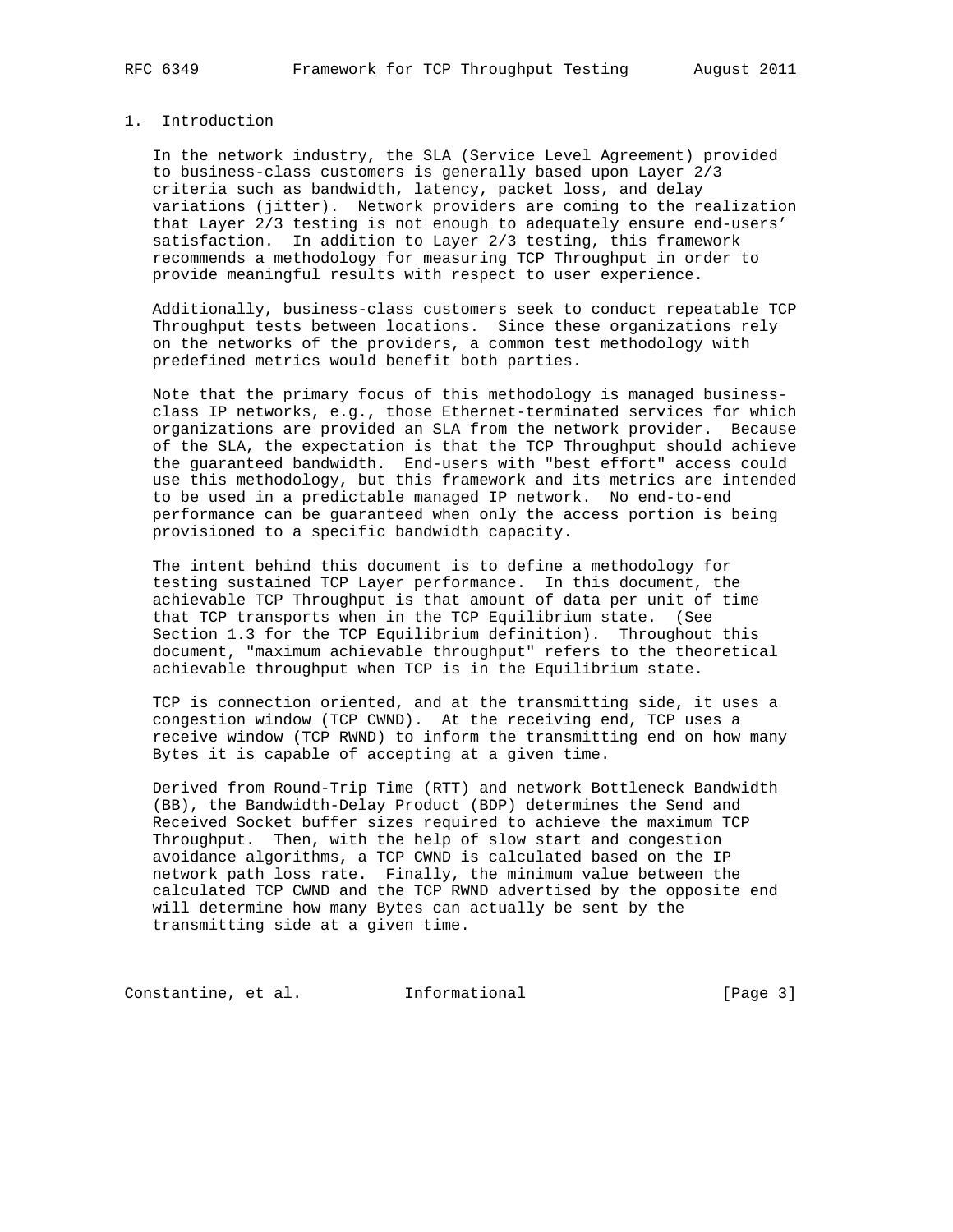# 1. Introduction

In the network industry, the SLA (Service Level Agreement) provided to business-class customers is generally based upon Layer 2/3 criteria such as bandwidth, latency, packet loss, and delay variations (jitter). Network providers are coming to the realization that Layer 2/3 testing is not enough to adequately ensure end-users' satisfaction. In addition to Layer 2/3 testing, this framework recommends a methodology for measuring TCP Throughput in order to provide meaningful results with respect to user experience.

Additionally, business-class customers seek to conduct repeatable TCP Throughput tests between locations. Since these organizations rely on the networks of the providers, a common test methodology with predefined metrics would benefit both parties.

Note that the primary focus of this methodology is managed business-class IP networks, e.g., those Ethernet-terminated services for which organizations are provided an SLA from the network provider. Because of the SLA, the expectation is that the TCP Throughput should achieve the guaranteed bandwidth. End-users with "best effort" access could use this methodology, but this framework and its metrics are intended to be used in a predictable managed IP network. No end-to-end performance can be guaranteed when only the access portion is being provisioned to a specific bandwidth capacity.

The intent behind this document is to define a methodology for testing sustained TCP Layer performance. In this document, the achievable TCP Throughput is that amount of data per unit of time that TCP transports when in the TCP Equilibrium state. (See Section 1.3 for the TCP Equilibrium definition). Throughout this document, "maximum achievable throughput" refers to the theoretical achievable throughput when TCP is in the Equilibrium state.

TCP is connection oriented, and at the transmitting side, it uses a congestion window (TCP CWND). At the receiving end, TCP uses a receive window (TCP RWND) to inform the transmitting end on how many Bytes it is capable of accepting at a given time.

Derived from Round-Trip Time (RTT) and network Bottleneck Bandwidth (BB), the Bandwidth-Delay Product (BDP) determines the Send and Received Socket buffer sizes required to achieve the maximum TCP Throughput. Then, with the help of slow start and congestion avoidance algorithms, a TCP CWND is calculated based on the IP network path loss rate. Finally, the minimum value between the calculated TCP CWND and the TCP RWND advertised by the opposite end will determine how many Bytes can actually be sent by the transmitting side at a given time.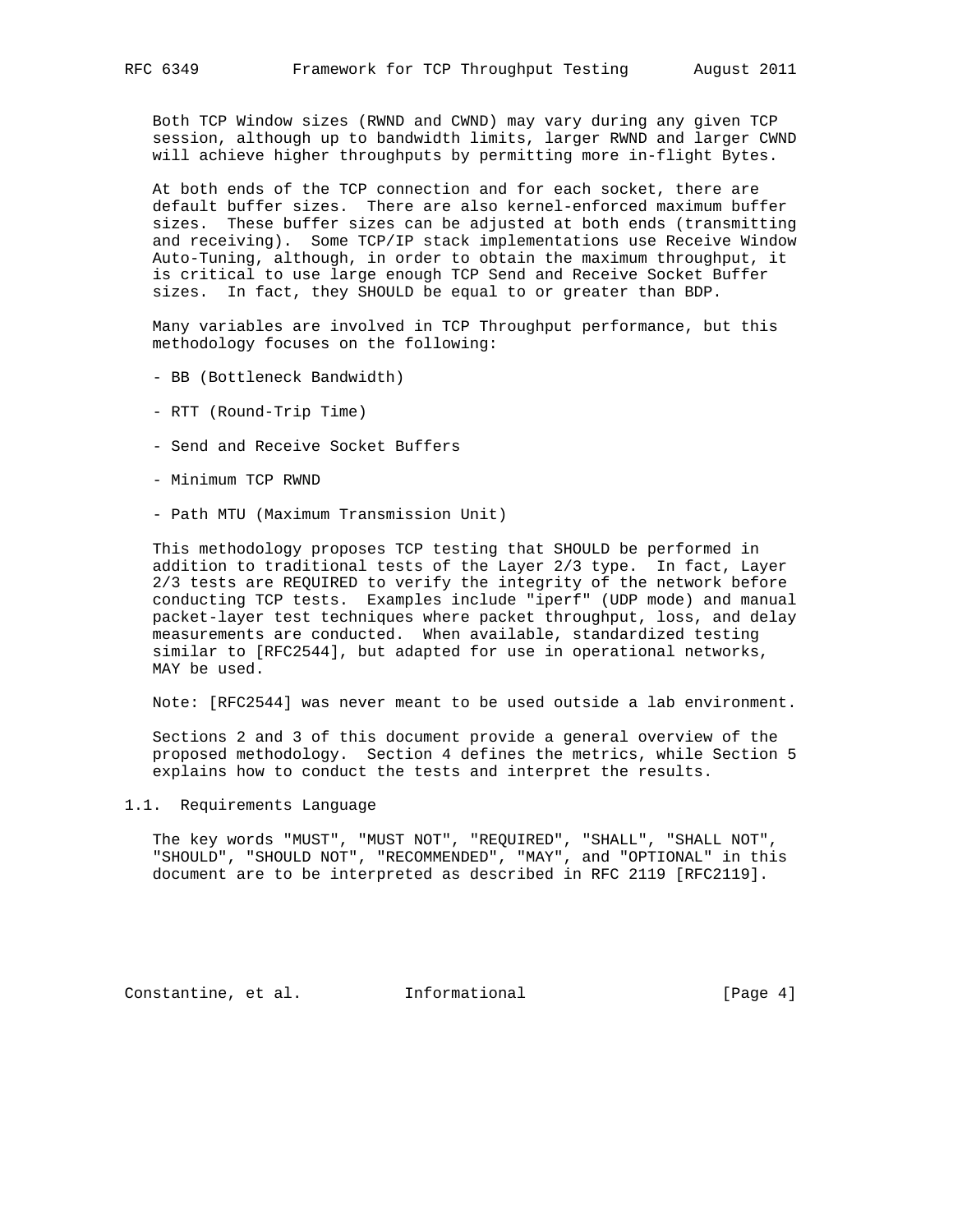Both TCP Window sizes (RWND and CWND) may vary during any given TCP session, although up to bandwidth limits, larger RWND and larger CWND will achieve higher throughputs by permitting more in-flight Bytes.

At both ends of the TCP connection and for each socket, there are default buffer sizes. There are also kernel-enforced maximum buffer sizes. These buffer sizes can be adjusted at both ends (transmitting and receiving). Some TCP/IP stack implementations use Receive Window Auto-Tuning, although, in order to obtain the maximum throughput, it is critical to use large enough TCP Send and Receive Socket Buffer sizes. In fact, they SHOULD be equal to or greater than BDP.

Many variables are involved in TCP Throughput performance, but this methodology focuses on the following:

- BB (Bottleneck Bandwidth)
- RTT (Round-Trip Time)
- Send and Receive Socket Buffers
- Minimum TCP RWND
- Path MTU (Maximum Transmission Unit)

This methodology proposes TCP testing that SHOULD be performed in addition to traditional tests of the Layer 2/3 type. In fact, Layer 2/3 tests are REQUIRED to verify the integrity of the network before conducting TCP tests. Examples include "iperf" (UDP mode) and manual packet-layer test techniques where packet throughput, loss, and delay measurements are conducted. When available, standardized testing similar to [RFC2544], but adapted for use in operational networks, MAY be used.

Note: [RFC2544] was never meant to be used outside a lab environment.

Sections 2 and 3 of this document provide a general overview of the proposed methodology. Section 4 defines the metrics, while Section 5 explains how to conduct the tests and interpret the results.

## 1.1. Requirements Language

The key words "MUST", "MUST NOT", "REQUIRED", "SHALL", "SHALL NOT", "SHOULD", "SHOULD NOT", "RECOMMENDED", "MAY", and "OPTIONAL" in this document are to be interpreted as described in RFC 2119 [RFC2119].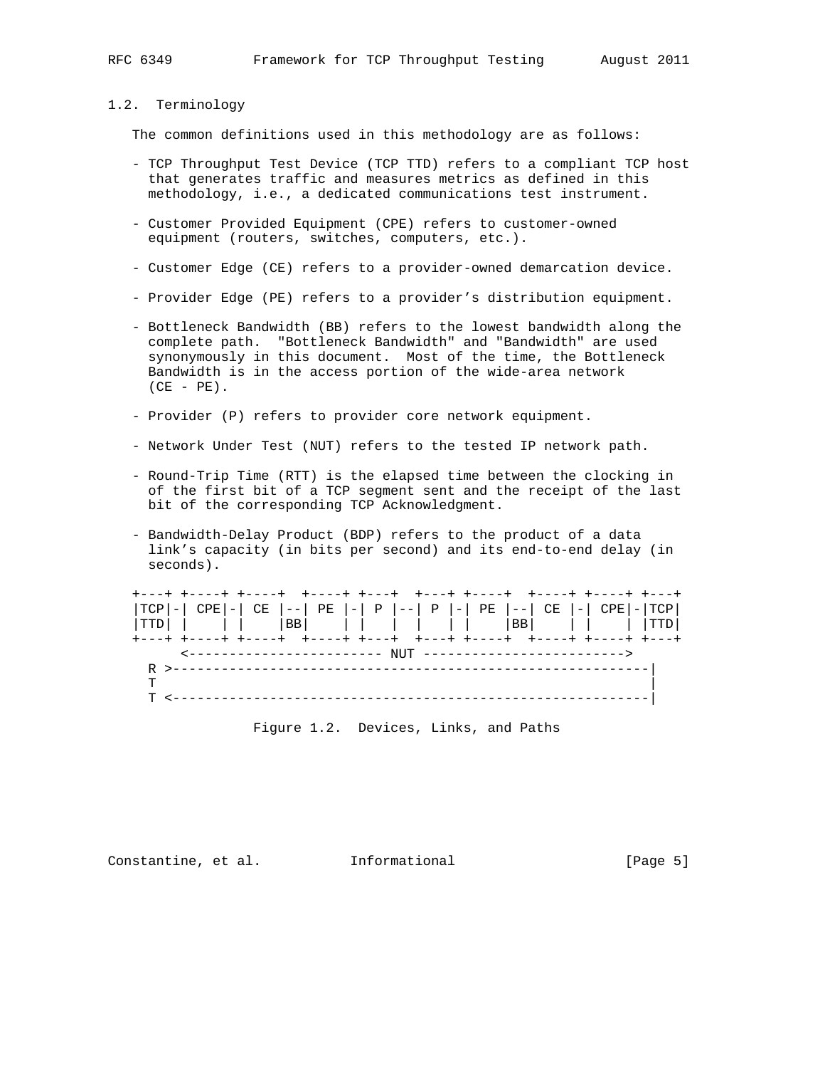## 1.2. Terminology

The common definitions used in this methodology are as follows:

- TCP Throughput Test Device (TCP TTD) refers to a compliant TCP host that generates traffic and measures metrics as defined in this methodology, i.e., a dedicated communications test instrument.

- Customer Provided Equipment (CPE) refers to customer-owned equipment (routers, switches, computers, etc.).

- Customer Edge (CE) refers to a provider-owned demarcation device.

- Provider Edge (PE) refers to a provider's distribution equipment.

- Bottleneck Bandwidth (BB) refers to the lowest bandwidth along the complete path. "Bottleneck Bandwidth" and "Bandwidth" are used synonymously in this document. Most of the time, the Bottleneck Bandwidth is in the access portion of the wide-area network (CE - PE).

- Provider (P) refers to provider core network equipment.

- Network Under Test (NUT) refers to the tested IP network path.

- Round-Trip Time (RTT) is the elapsed time between the clocking in of the first bit of a TCP segment sent and the receipt of the last bit of the corresponding TCP Acknowledgment.

- Bandwidth-Delay Product (BDP) refers to the product of a data link's capacity (in bits per second) and its end-to-end delay (in seconds).

```
+---+ +----+ +----+  +----+ +---+  +---+ +----+  +----+ +----+ +---+
|TCP|-| CPE|-| CE |--| PE |-| P |--| P |-| PE |--| CE |-| CPE|-|TCP|
|TTD| |    | |    |BB|    | |   |  |   | |    |BB|    | |    | |TTD|
+---+ +----+ +----+  +----+ +---+  +---+ +----+  +----+ +----+ +---+
      <------------------------ NUT ------------------------->
  R >-----------------------------------------------------------|
  T                                                             |
  T <-----------------------------------------------------------|
```

Figure 1.2. Devices, Links, and Paths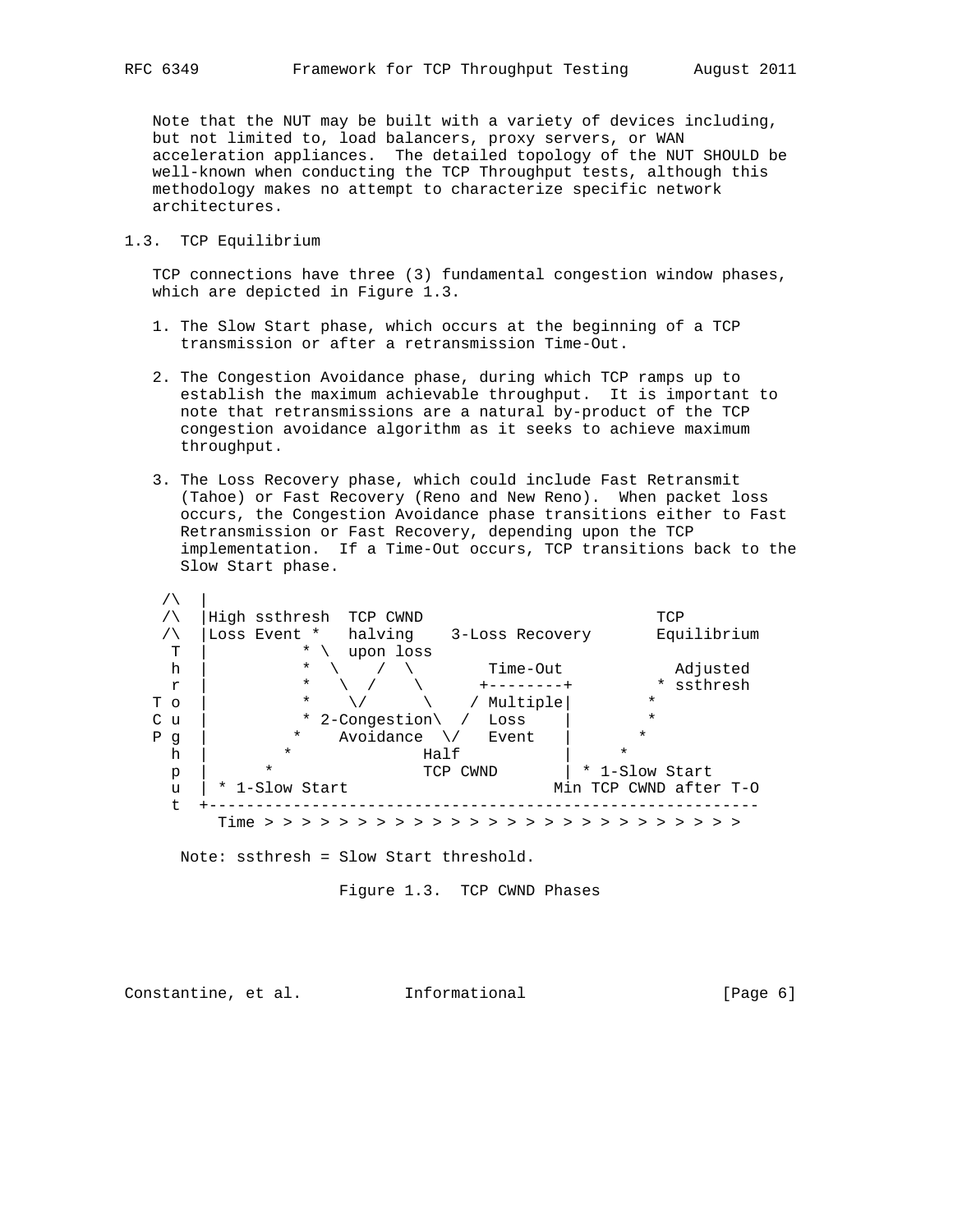Note that the NUT may be built with a variety of devices including, but not limited to, load balancers, proxy servers, or WAN acceleration appliances. The detailed topology of the NUT SHOULD be well-known when conducting the TCP Throughput tests, although this methodology makes no attempt to characterize specific network architectures.

### 1.3. TCP Equilibrium

TCP connections have three (3) fundamental congestion window phases, which are depicted in Figure 1.3.

1. The Slow Start phase, which occurs at the beginning of a TCP transmission or after a retransmission Time-Out.

2. The Congestion Avoidance phase, during which TCP ramps up to establish the maximum achievable throughput. It is important to note that retransmissions are a natural by-product of the TCP congestion avoidance algorithm as it seeks to achieve maximum throughput.

3. The Loss Recovery phase, which could include Fast Retransmit (Tahoe) or Fast Recovery (Reno and New Reno). When packet loss occurs, the Congestion Avoidance phase transitions either to Fast Retransmission or Fast Recovery, depending upon the TCP implementation. If a Time-Out occurs, TCP transitions back to the Slow Start phase.

```
    /\  |
    /\  |High ssthresh  TCP CWND                         TCP
    /\  |Loss Event *   halving    3-Loss Recovery       Equilibrium
     T  |          * \  upon loss
     h  |          *  \    /  \        Time-Out            Adjusted
     r  |          *   \  /    \      +--------+         * ssthresh
   T o  |          *    \/      \    / Multiple|        *
   C u  |          * 2-Congestion\  /  Loss    |        *
   P g  |         *    Avoidance  \/   Event   |       *
     h  |        *              Half           |     *
     p  |      *                TCP CWND       | * 1-Slow Start
     u  | * 1-Slow Start                     Min TCP CWND after T-O
     t  +-----------------------------------------------------------
          Time > > > > > > > > > > > > > > > > > > > > > > > > > > > >
```

Note: ssthresh = Slow Start threshold.

Figure 1.3. TCP CWND Phases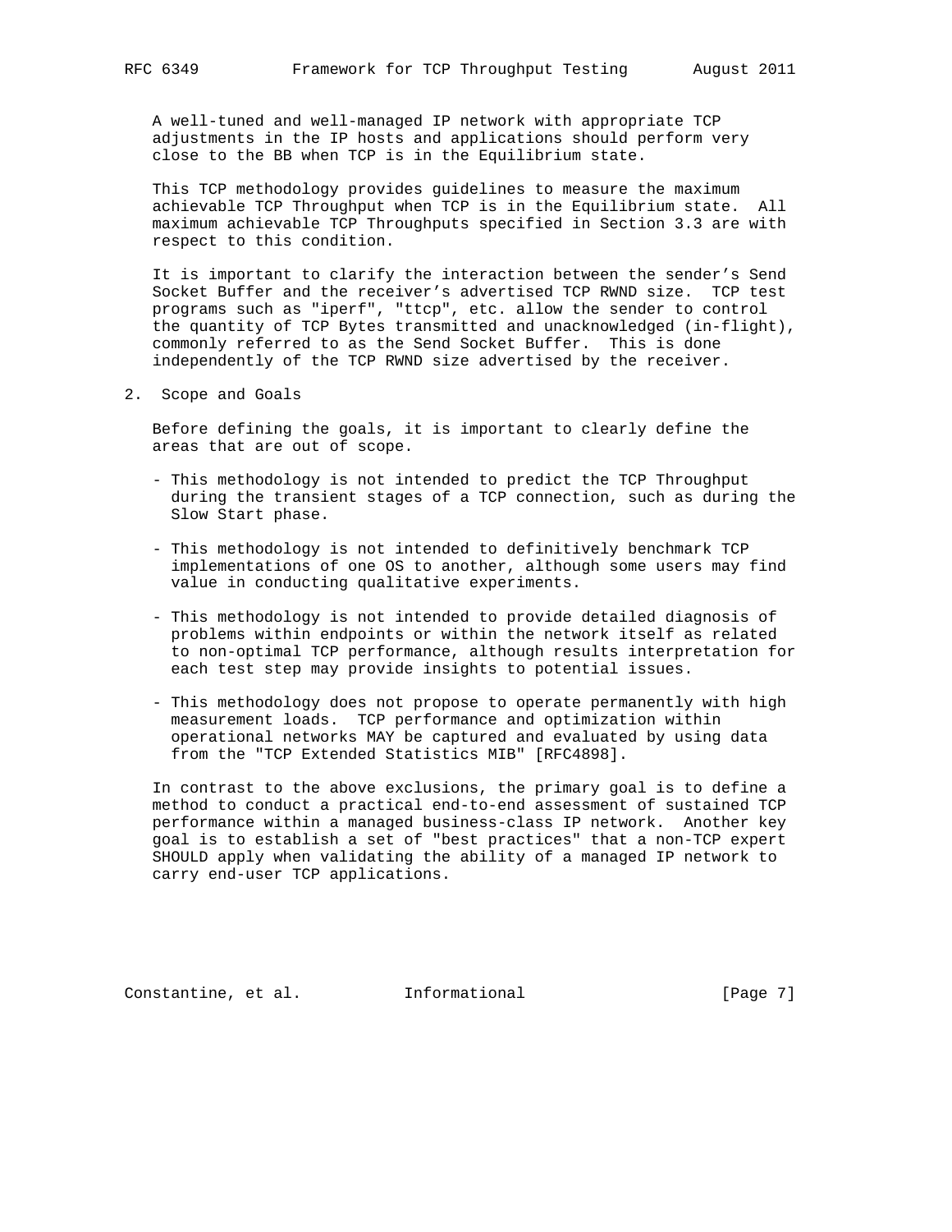A well-tuned and well-managed IP network with appropriate TCP adjustments in the IP hosts and applications should perform very close to the BB when TCP is in the Equilibrium state.

This TCP methodology provides guidelines to measure the maximum achievable TCP Throughput when TCP is in the Equilibrium state. All maximum achievable TCP Throughputs specified in Section 3.3 are with respect to this condition.

It is important to clarify the interaction between the sender's Send Socket Buffer and the receiver's advertised TCP RWND size. TCP test programs such as "iperf", "ttcp", etc. allow the sender to control the quantity of TCP Bytes transmitted and unacknowledged (in-flight), commonly referred to as the Send Socket Buffer. This is done independently of the TCP RWND size advertised by the receiver.

## 2. Scope and Goals

Before defining the goals, it is important to clearly define the areas that are out of scope.

- This methodology is not intended to predict the TCP Throughput during the transient stages of a TCP connection, such as during the Slow Start phase.
- This methodology is not intended to definitively benchmark TCP implementations of one OS to another, although some users may find value in conducting qualitative experiments.
- This methodology is not intended to provide detailed diagnosis of problems within endpoints or within the network itself as related to non-optimal TCP performance, although results interpretation for each test step may provide insights to potential issues.
- This methodology does not propose to operate permanently with high measurement loads. TCP performance and optimization within operational networks MAY be captured and evaluated by using data from the "TCP Extended Statistics MIB" [RFC4898].

In contrast to the above exclusions, the primary goal is to define a method to conduct a practical end-to-end assessment of sustained TCP performance within a managed business-class IP network. Another key goal is to establish a set of "best practices" that a non-TCP expert SHOULD apply when validating the ability of a managed IP network to carry end-user TCP applications.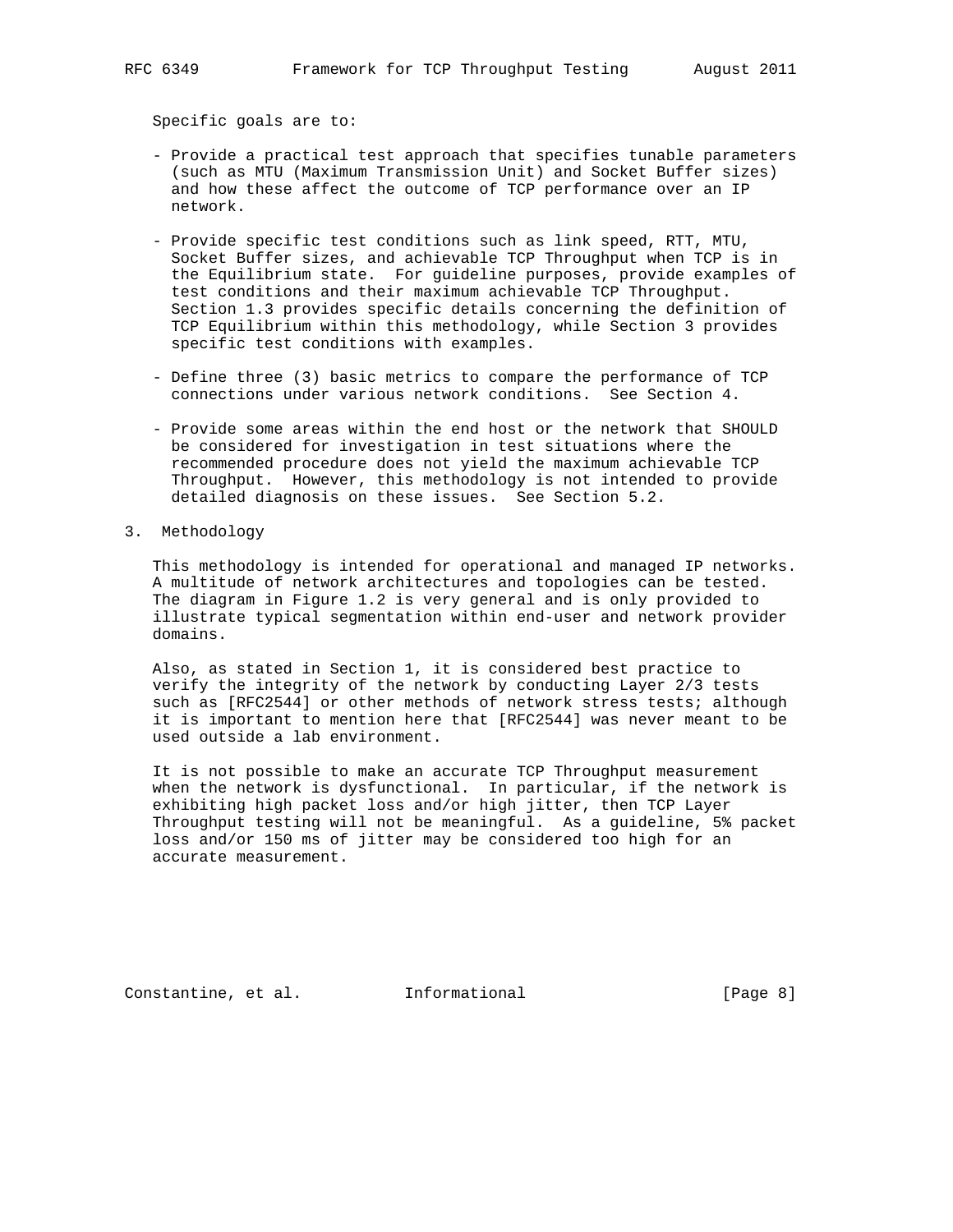Specific goals are to:

- Provide a practical test approach that specifies tunable parameters (such as MTU (Maximum Transmission Unit) and Socket Buffer sizes) and how these affect the outcome of TCP performance over an IP network.

- Provide specific test conditions such as link speed, RTT, MTU, Socket Buffer sizes, and achievable TCP Throughput when TCP is in the Equilibrium state. For guideline purposes, provide examples of test conditions and their maximum achievable TCP Throughput. Section 1.3 provides specific details concerning the definition of TCP Equilibrium within this methodology, while Section 3 provides specific test conditions with examples.

- Define three (3) basic metrics to compare the performance of TCP connections under various network conditions. See Section 4.

- Provide some areas within the end host or the network that SHOULD be considered for investigation in test situations where the recommended procedure does not yield the maximum achievable TCP Throughput. However, this methodology is not intended to provide detailed diagnosis on these issues. See Section 5.2.

## 3. Methodology

This methodology is intended for operational and managed IP networks. A multitude of network architectures and topologies can be tested. The diagram in Figure 1.2 is very general and is only provided to illustrate typical segmentation within end-user and network provider domains.

Also, as stated in Section 1, it is considered best practice to verify the integrity of the network by conducting Layer 2/3 tests such as [RFC2544] or other methods of network stress tests; although it is important to mention here that [RFC2544] was never meant to be used outside a lab environment.

It is not possible to make an accurate TCP Throughput measurement when the network is dysfunctional. In particular, if the network is exhibiting high packet loss and/or high jitter, then TCP Layer Throughput testing will not be meaningful. As a guideline, 5% packet loss and/or 150 ms of jitter may be considered too high for an accurate measurement.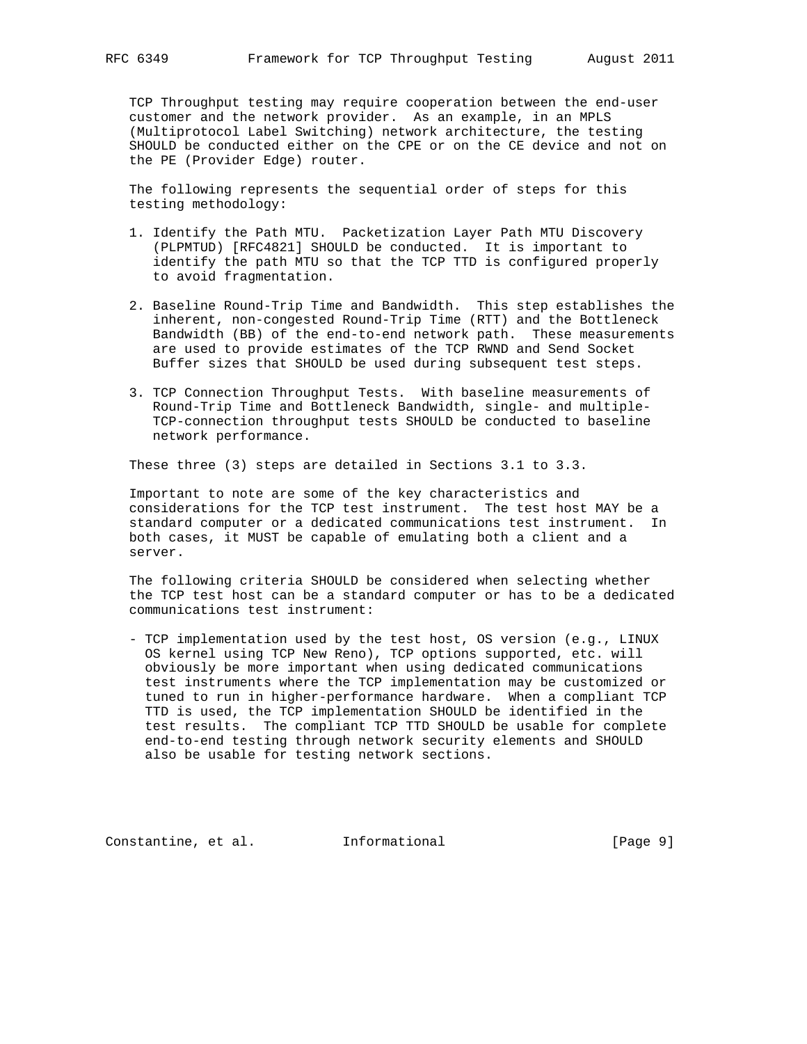TCP Throughput testing may require cooperation between the end-user customer and the network provider. As an example, in an MPLS (Multiprotocol Label Switching) network architecture, the testing SHOULD be conducted either on the CPE or on the CE device and not on the PE (Provider Edge) router.

The following represents the sequential order of steps for this testing methodology:

1. Identify the Path MTU. Packetization Layer Path MTU Discovery (PLPMTUD) [RFC4821] SHOULD be conducted. It is important to identify the path MTU so that the TCP TTD is configured properly to avoid fragmentation.

2. Baseline Round-Trip Time and Bandwidth. This step establishes the inherent, non-congested Round-Trip Time (RTT) and the Bottleneck Bandwidth (BB) of the end-to-end network path. These measurements are used to provide estimates of the TCP RWND and Send Socket Buffer sizes that SHOULD be used during subsequent test steps.

3. TCP Connection Throughput Tests. With baseline measurements of Round-Trip Time and Bottleneck Bandwidth, single- and multiple-TCP-connection throughput tests SHOULD be conducted to baseline network performance.

These three (3) steps are detailed in Sections 3.1 to 3.3.

Important to note are some of the key characteristics and considerations for the TCP test instrument. The test host MAY be a standard computer or a dedicated communications test instrument. In both cases, it MUST be capable of emulating both a client and a server.

The following criteria SHOULD be considered when selecting whether the TCP test host can be a standard computer or has to be a dedicated communications test instrument:

- TCP implementation used by the test host, OS version (e.g., LINUX OS kernel using TCP New Reno), TCP options supported, etc. will obviously be more important when using dedicated communications test instruments where the TCP implementation may be customized or tuned to run in higher-performance hardware. When a compliant TCP TTD is used, the TCP implementation SHOULD be identified in the test results. The compliant TCP TTD SHOULD be usable for complete end-to-end testing through network security elements and SHOULD also be usable for testing network sections.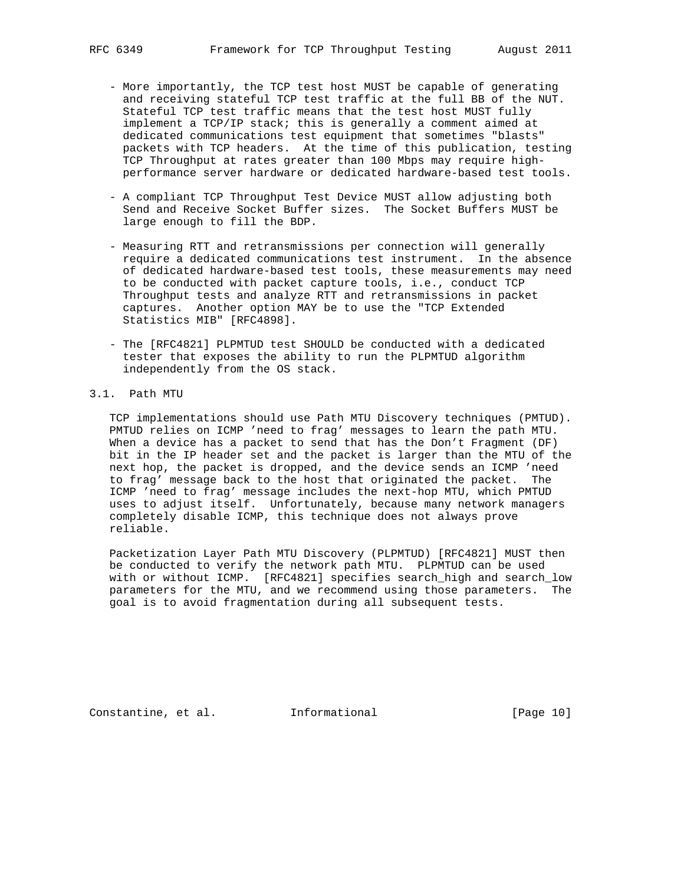- More importantly, the TCP test host MUST be capable of generating and receiving stateful TCP test traffic at the full BB of the NUT. Stateful TCP test traffic means that the test host MUST fully implement a TCP/IP stack; this is generally a comment aimed at dedicated communications test equipment that sometimes "blasts" packets with TCP headers. At the time of this publication, testing TCP Throughput at rates greater than 100 Mbps may require high-performance server hardware or dedicated hardware-based test tools.

- A compliant TCP Throughput Test Device MUST allow adjusting both Send and Receive Socket Buffer sizes. The Socket Buffers MUST be large enough to fill the BDP.

- Measuring RTT and retransmissions per connection will generally require a dedicated communications test instrument. In the absence of dedicated hardware-based test tools, these measurements may need to be conducted with packet capture tools, i.e., conduct TCP Throughput tests and analyze RTT and retransmissions in packet captures. Another option MAY be to use the "TCP Extended Statistics MIB" [RFC4898].

- The [RFC4821] PLPMTUD test SHOULD be conducted with a dedicated tester that exposes the ability to run the PLPMTUD algorithm independently from the OS stack.

## 3.1. Path MTU

TCP implementations should use Path MTU Discovery techniques (PMTUD). PMTUD relies on ICMP 'need to frag' messages to learn the path MTU. When a device has a packet to send that has the Don't Fragment (DF) bit in the IP header set and the packet is larger than the MTU of the next hop, the packet is dropped, and the device sends an ICMP 'need to frag' message back to the host that originated the packet. The ICMP 'need to frag' message includes the next-hop MTU, which PMTUD uses to adjust itself. Unfortunately, because many network managers completely disable ICMP, this technique does not always prove reliable.

Packetization Layer Path MTU Discovery (PLPMTUD) [RFC4821] MUST then be conducted to verify the network path MTU. PLPMTUD can be used with or without ICMP. [RFC4821] specifies search_high and search_low parameters for the MTU, and we recommend using those parameters. The goal is to avoid fragmentation during all subsequent tests.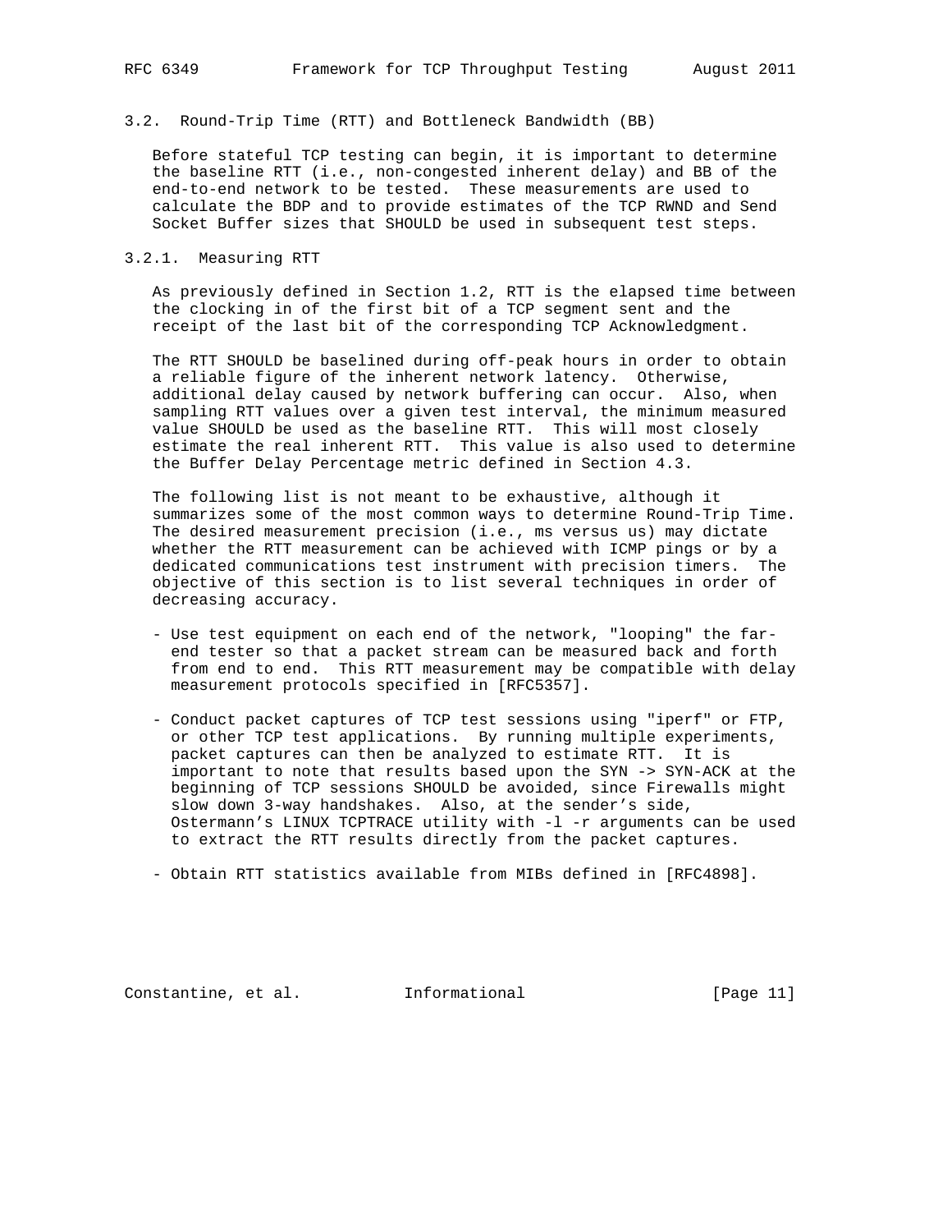### 3.2. Round-Trip Time (RTT) and Bottleneck Bandwidth (BB)

Before stateful TCP testing can begin, it is important to determine the baseline RTT (i.e., non-congested inherent delay) and BB of the end-to-end network to be tested. These measurements are used to calculate the BDP and to provide estimates of the TCP RWND and Send Socket Buffer sizes that SHOULD be used in subsequent test steps.

#### 3.2.1. Measuring RTT

As previously defined in Section 1.2, RTT is the elapsed time between the clocking in of the first bit of a TCP segment sent and the receipt of the last bit of the corresponding TCP Acknowledgment.

The RTT SHOULD be baselined during off-peak hours in order to obtain a reliable figure of the inherent network latency. Otherwise, additional delay caused by network buffering can occur. Also, when sampling RTT values over a given test interval, the minimum measured value SHOULD be used as the baseline RTT. This will most closely estimate the real inherent RTT. This value is also used to determine the Buffer Delay Percentage metric defined in Section 4.3.

The following list is not meant to be exhaustive, although it summarizes some of the most common ways to determine Round-Trip Time. The desired measurement precision (i.e., ms versus us) may dictate whether the RTT measurement can be achieved with ICMP pings or by a dedicated communications test instrument with precision timers. The objective of this section is to list several techniques in order of decreasing accuracy.

- Use test equipment on each end of the network, "looping" the far-end tester so that a packet stream can be measured back and forth from end to end. This RTT measurement may be compatible with delay measurement protocols specified in [RFC5357].

- Conduct packet captures of TCP test sessions using "iperf" or FTP, or other TCP test applications. By running multiple experiments, packet captures can then be analyzed to estimate RTT. It is important to note that results based upon the SYN -> SYN-ACK at the beginning of TCP sessions SHOULD be avoided, since Firewalls might slow down 3-way handshakes. Also, at the sender's side, Ostermann's LINUX TCPTRACE utility with -l -r arguments can be used to extract the RTT results directly from the packet captures.

- Obtain RTT statistics available from MIBs defined in [RFC4898].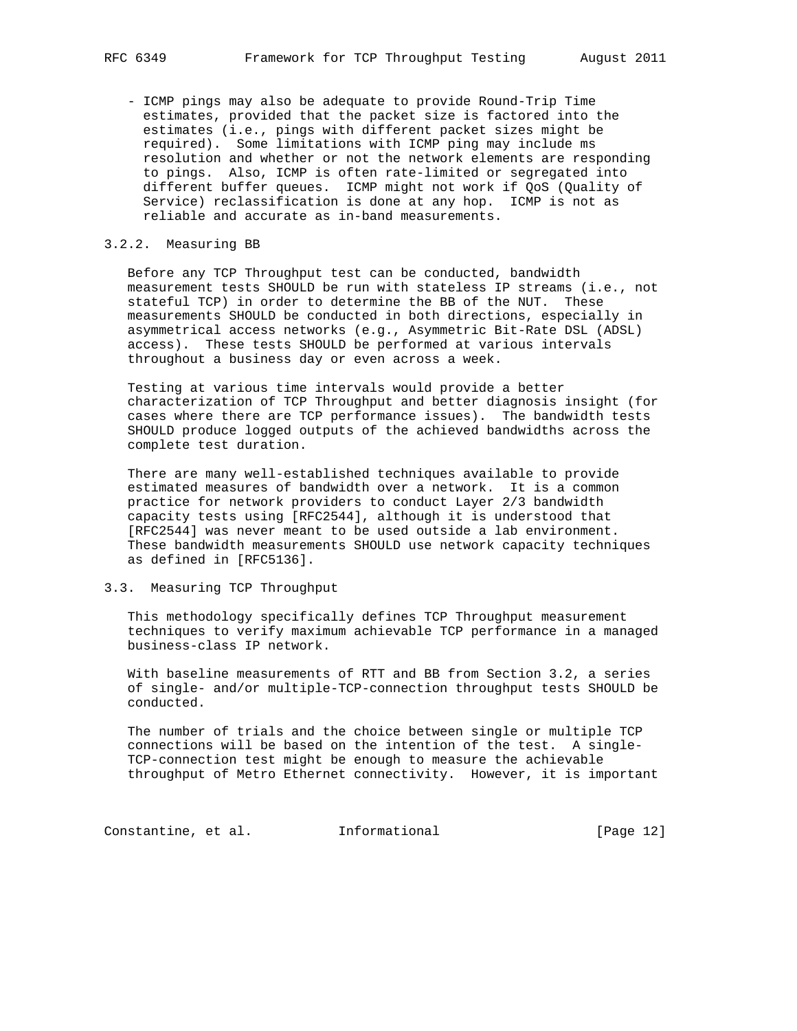- ICMP pings may also be adequate to provide Round-Trip Time estimates, provided that the packet size is factored into the estimates (i.e., pings with different packet sizes might be required). Some limitations with ICMP ping may include ms resolution and whether or not the network elements are responding to pings. Also, ICMP is often rate-limited or segregated into different buffer queues. ICMP might not work if QoS (Quality of Service) reclassification is done at any hop. ICMP is not as reliable and accurate as in-band measurements.

### 3.2.2. Measuring BB

Before any TCP Throughput test can be conducted, bandwidth measurement tests SHOULD be run with stateless IP streams (i.e., not stateful TCP) in order to determine the BB of the NUT. These measurements SHOULD be conducted in both directions, especially in asymmetrical access networks (e.g., Asymmetric Bit-Rate DSL (ADSL) access). These tests SHOULD be performed at various intervals throughout a business day or even across a week.

Testing at various time intervals would provide a better characterization of TCP Throughput and better diagnosis insight (for cases where there are TCP performance issues). The bandwidth tests SHOULD produce logged outputs of the achieved bandwidths across the complete test duration.

There are many well-established techniques available to provide estimated measures of bandwidth over a network. It is a common practice for network providers to conduct Layer 2/3 bandwidth capacity tests using [RFC2544], although it is understood that [RFC2544] was never meant to be used outside a lab environment. These bandwidth measurements SHOULD use network capacity techniques as defined in [RFC5136].

## 3.3. Measuring TCP Throughput

This methodology specifically defines TCP Throughput measurement techniques to verify maximum achievable TCP performance in a managed business-class IP network.

With baseline measurements of RTT and BB from Section 3.2, a series of single- and/or multiple-TCP-connection throughput tests SHOULD be conducted.

The number of trials and the choice between single or multiple TCP connections will be based on the intention of the test. A single-TCP-connection test might be enough to measure the achievable throughput of Metro Ethernet connectivity. However, it is important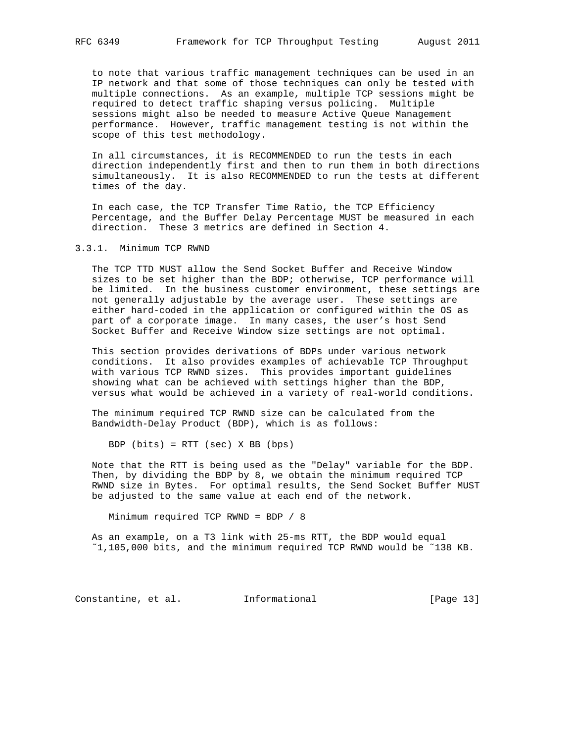to note that various traffic management techniques can be used in an IP network and that some of those techniques can only be tested with multiple connections. As an example, multiple TCP sessions might be required to detect traffic shaping versus policing. Multiple sessions might also be needed to measure Active Queue Management performance. However, traffic management testing is not within the scope of this test methodology.

In all circumstances, it is RECOMMENDED to run the tests in each direction independently first and then to run them in both directions simultaneously. It is also RECOMMENDED to run the tests at different times of the day.

In each case, the TCP Transfer Time Ratio, the TCP Efficiency Percentage, and the Buffer Delay Percentage MUST be measured in each direction. These 3 metrics are defined in Section 4.

### 3.3.1. Minimum TCP RWND

The TCP TTD MUST allow the Send Socket Buffer and Receive Window sizes to be set higher than the BDP; otherwise, TCP performance will be limited. In the business customer environment, these settings are not generally adjustable by the average user. These settings are either hard-coded in the application or configured within the OS as part of a corporate image. In many cases, the user's host Send Socket Buffer and Receive Window size settings are not optimal.

This section provides derivations of BDPs under various network conditions. It also provides examples of achievable TCP Throughput with various TCP RWND sizes. This provides important guidelines showing what can be achieved with settings higher than the BDP, versus what would be achieved in a variety of real-world conditions.

The minimum required TCP RWND size can be calculated from the Bandwidth-Delay Product (BDP), which is as follows:

```
BDP (bits) = RTT (sec) X BB (bps)
```

Note that the RTT is being used as the "Delay" variable for the BDP. Then, by dividing the BDP by 8, we obtain the minimum required TCP RWND size in Bytes. For optimal results, the Send Socket Buffer MUST be adjusted to the same value at each end of the network.

```
Minimum required TCP RWND = BDP / 8
```

As an example, on a T3 link with 25-ms RTT, the BDP would equal ~1,105,000 bits, and the minimum required TCP RWND would be ~138 KB.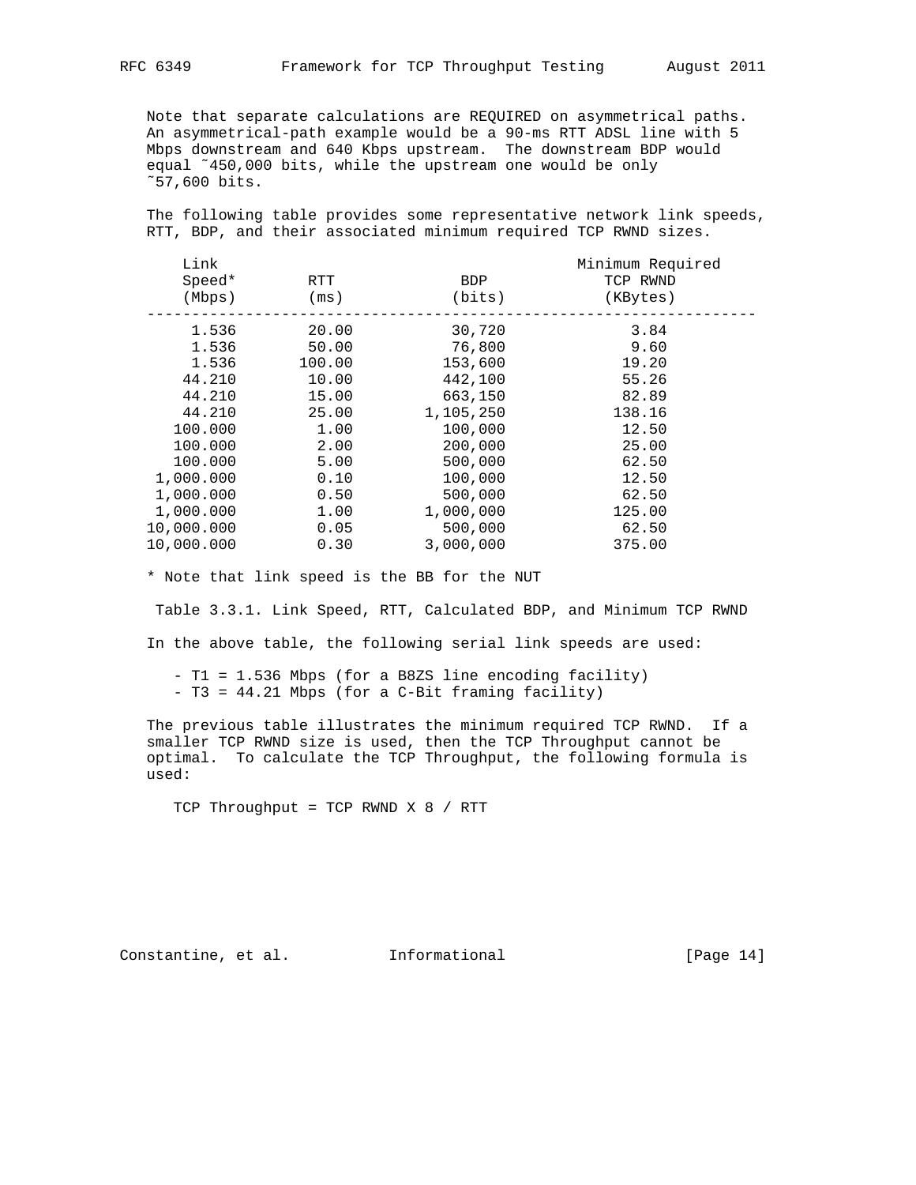Note that separate calculations are REQUIRED on asymmetrical paths. An asymmetrical-path example would be a 90-ms RTT ADSL line with 5 Mbps downstream and 640 Kbps upstream. The downstream BDP would equal ~450,000 bits, while the upstream one would be only ~57,600 bits.

The following table provides some representative network link speeds, RTT, BDP, and their associated minimum required TCP RWND sizes.

| Link Speed* (Mbps) | RTT (ms) | BDP (bits) | Minimum Required TCP RWND (KBytes) |
|---|---|---|---|
| 1.536 | 20.00 | 30,720 | 3.84 |
| 1.536 | 50.00 | 76,800 | 9.60 |
| 1.536 | 100.00 | 153,600 | 19.20 |
| 44.210 | 10.00 | 442,100 | 55.26 |
| 44.210 | 15.00 | 663,150 | 82.89 |
| 44.210 | 25.00 | 1,105,250 | 138.16 |
| 100.000 | 1.00 | 100,000 | 12.50 |
| 100.000 | 2.00 | 200,000 | 25.00 |
| 100.000 | 5.00 | 500,000 | 62.50 |
| 1,000.000 | 0.10 | 100,000 | 12.50 |
| 1,000.000 | 0.50 | 500,000 | 62.50 |
| 1,000.000 | 1.00 | 1,000,000 | 125.00 |
| 10,000.000 | 0.05 | 500,000 | 62.50 |
| 10,000.000 | 0.30 | 3,000,000 | 375.00 |

* Note that link speed is the BB for the NUT

Table 3.3.1. Link Speed, RTT, Calculated BDP, and Minimum TCP RWND

In the above table, the following serial link speeds are used:

- T1 = 1.536 Mbps (for a B8ZS line encoding facility)
- T3 = 44.21 Mbps (for a C-Bit framing facility)

The previous table illustrates the minimum required TCP RWND. If a smaller TCP RWND size is used, then the TCP Throughput cannot be optimal. To calculate the TCP Throughput, the following formula is used:

TCP Throughput = TCP RWND X 8 / RTT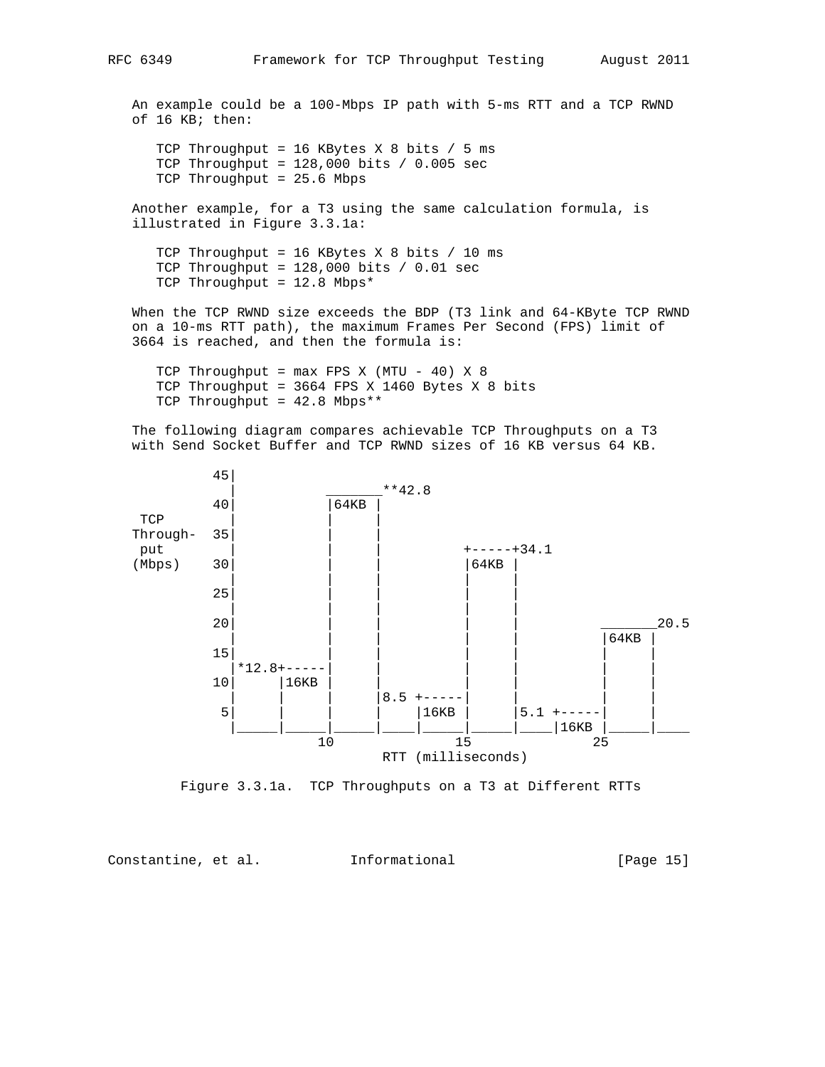An example could be a 100-Mbps IP path with 5-ms RTT and a TCP RWND of 16 KB; then:

```
TCP Throughput = 16 KBytes X 8 bits / 5 ms
TCP Throughput = 128,000 bits / 0.005 sec
TCP Throughput = 25.6 Mbps
```

Another example, for a T3 using the same calculation formula, is illustrated in Figure 3.3.1a:

```
TCP Throughput = 16 KBytes X 8 bits / 10 ms
TCP Throughput = 128,000 bits / 0.01 sec
TCP Throughput = 12.8 Mbps*
```

When the TCP RWND size exceeds the BDP (T3 link and 64-KByte TCP RWND on a 10-ms RTT path), the maximum Frames Per Second (FPS) limit of 3664 is reached, and then the formula is:

```
TCP Throughput = max FPS X (MTU - 40) X 8
TCP Throughput = 3664 FPS X 1460 Bytes X 8 bits
TCP Throughput = 42.8 Mbps**
```

The following diagram compares achievable TCP Throughputs on a T3 with Send Socket Buffer and TCP RWND sizes of 16 KB versus 64 KB.

```
          45|
            |           _______**42.8
          40|           |64KB |
 TCP        |           |     |
Through-  35|           |     |
 put        |           |     |         +-----+34.1
(Mbps)    30|           |     |         |64KB |
            |           |     |         |     |
          25|           |     |         |     |
            |           |     |         |     |
          20|           |     |         |     |          _______20.5
            |           |     |         |     |          |64KB |
          15|           |     |         |     |          |     |
            |*12.8+-----|     |         |     |          |     |
          10|     |16KB |     |         |     |          |     |
            |     |     |     |8.5 +-----|     |          |     |
           5|     |     |     |    |16KB |     |5.1 +-----|     |
            |_____|_____|_____|____|_____|_____|____|16KB |_____|____
                        10              15              25
                                RTT (milliseconds)
```

Figure 3.3.1a. TCP Throughputs on a T3 at Different RTTs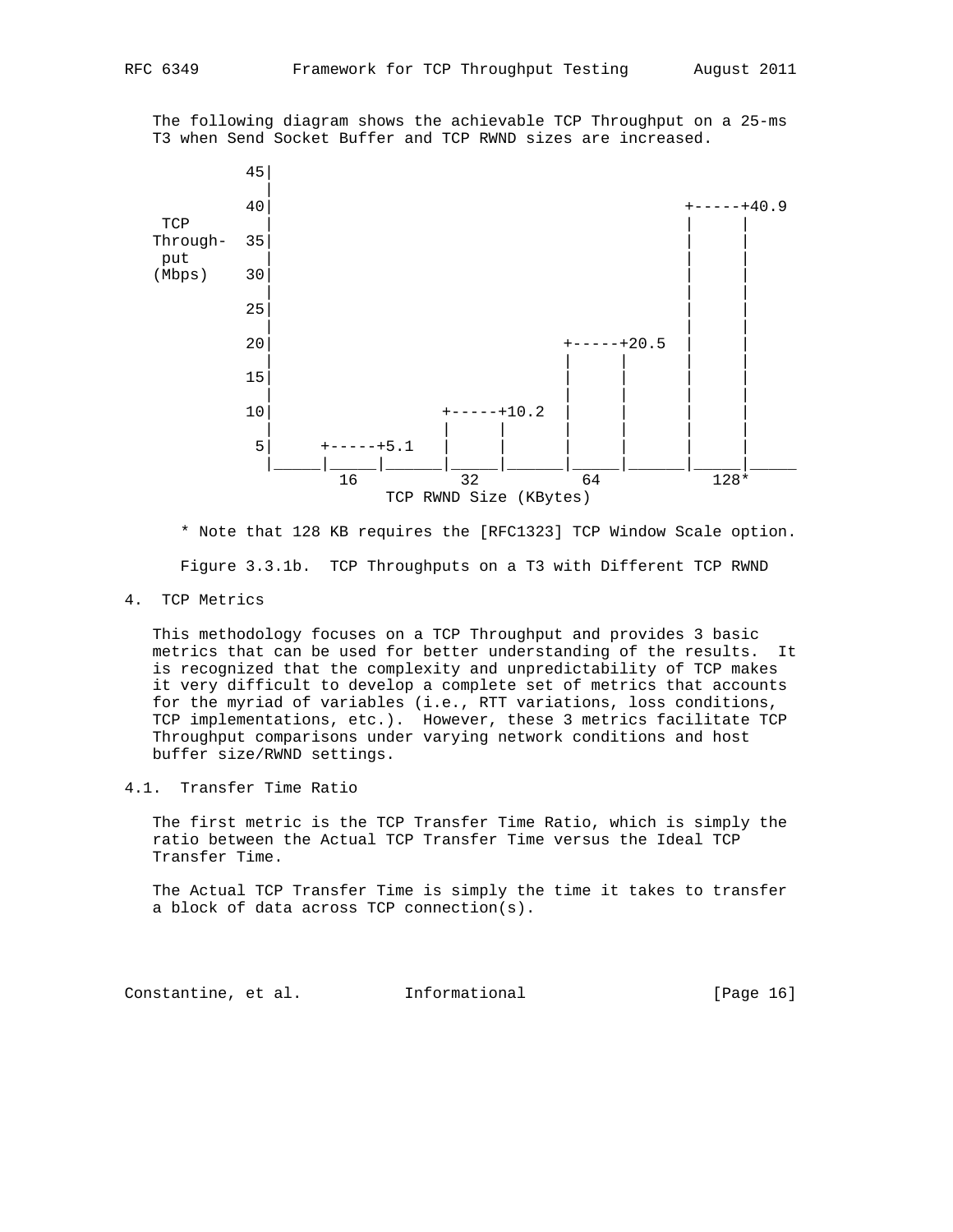The following diagram shows the achievable TCP Throughput on a 25-ms T3 when Send Socket Buffer and TCP RWND sizes are increased.

```
          45|
            |
          40|                                           +-----+40.9
 TCP        |                                           |     |
Through-  35|                                           |     |
 put        |                                           |     |
(Mbps)    30|                                           |     |
            |                                           |     |
          25|                                           |     |
            |                                           |     |
          20|                            +-----+20.5    |     |
            |                            |     |        |     |
          15|                            |     |        |     |
            |                            |     |        |     |
          10|              +-----+10.2   |     |        |     |
            |              |     |       |     |        |     |
           5|    +-----+5.1    |     |       |     |        |     |
            |____|_____|______|_____|______|_____|______|_____|_____
                   16            32           64            128*
                          TCP RWND Size (KBytes)
```

* Note that 128 KB requires the [RFC1323] TCP Window Scale option.

Figure 3.3.1b. TCP Throughputs on a T3 with Different TCP RWND

## 4. TCP Metrics

This methodology focuses on a TCP Throughput and provides 3 basic metrics that can be used for better understanding of the results. It is recognized that the complexity and unpredictability of TCP makes it very difficult to develop a complete set of metrics that accounts for the myriad of variables (i.e., RTT variations, loss conditions, TCP implementations, etc.). However, these 3 metrics facilitate TCP Throughput comparisons under varying network conditions and host buffer size/RWND settings.

### 4.1. Transfer Time Ratio

The first metric is the TCP Transfer Time Ratio, which is simply the ratio between the Actual TCP Transfer Time versus the Ideal TCP Transfer Time.

The Actual TCP Transfer Time is simply the time it takes to transfer a block of data across TCP connection(s).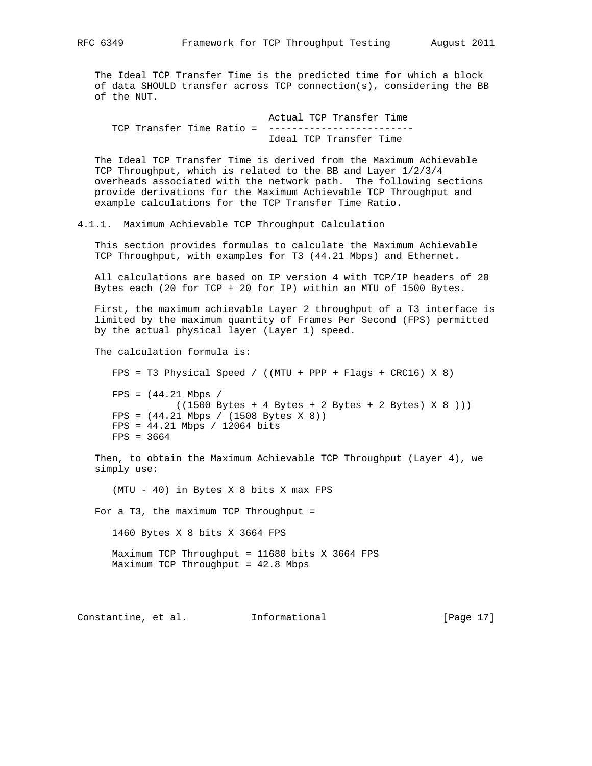The Ideal TCP Transfer Time is the predicted time for which a block of data SHOULD transfer across TCP connection(s), considering the BB of the NUT.

```
                             Actual TCP Transfer Time
   TCP Transfer Time Ratio = -------------------------
                             Ideal TCP Transfer Time
```

The Ideal TCP Transfer Time is derived from the Maximum Achievable TCP Throughput, which is related to the BB and Layer 1/2/3/4 overheads associated with the network path. The following sections provide derivations for the Maximum Achievable TCP Throughput and example calculations for the TCP Transfer Time Ratio.

### 4.1.1. Maximum Achievable TCP Throughput Calculation

This section provides formulas to calculate the Maximum Achievable TCP Throughput, with examples for T3 (44.21 Mbps) and Ethernet.

All calculations are based on IP version 4 with TCP/IP headers of 20 Bytes each (20 for TCP + 20 for IP) within an MTU of 1500 Bytes.

First, the maximum achievable Layer 2 throughput of a T3 interface is limited by the maximum quantity of Frames Per Second (FPS) permitted by the actual physical layer (Layer 1) speed.

The calculation formula is:

```
   FPS = T3 Physical Speed / ((MTU + PPP + Flags + CRC16) X 8)

   FPS = (44.21 Mbps /
             ((1500 Bytes + 4 Bytes + 2 Bytes + 2 Bytes) X 8 )))
   FPS = (44.21 Mbps / (1508 Bytes X 8))
   FPS = 44.21 Mbps / 12064 bits
   FPS = 3664
```

Then, to obtain the Maximum Achievable TCP Throughput (Layer 4), we simply use:

```
   (MTU - 40) in Bytes X 8 bits X max FPS
```

For a T3, the maximum TCP Throughput =

```
   1460 Bytes X 8 bits X 3664 FPS

   Maximum TCP Throughput = 11680 bits X 3664 FPS
   Maximum TCP Throughput = 42.8 Mbps
```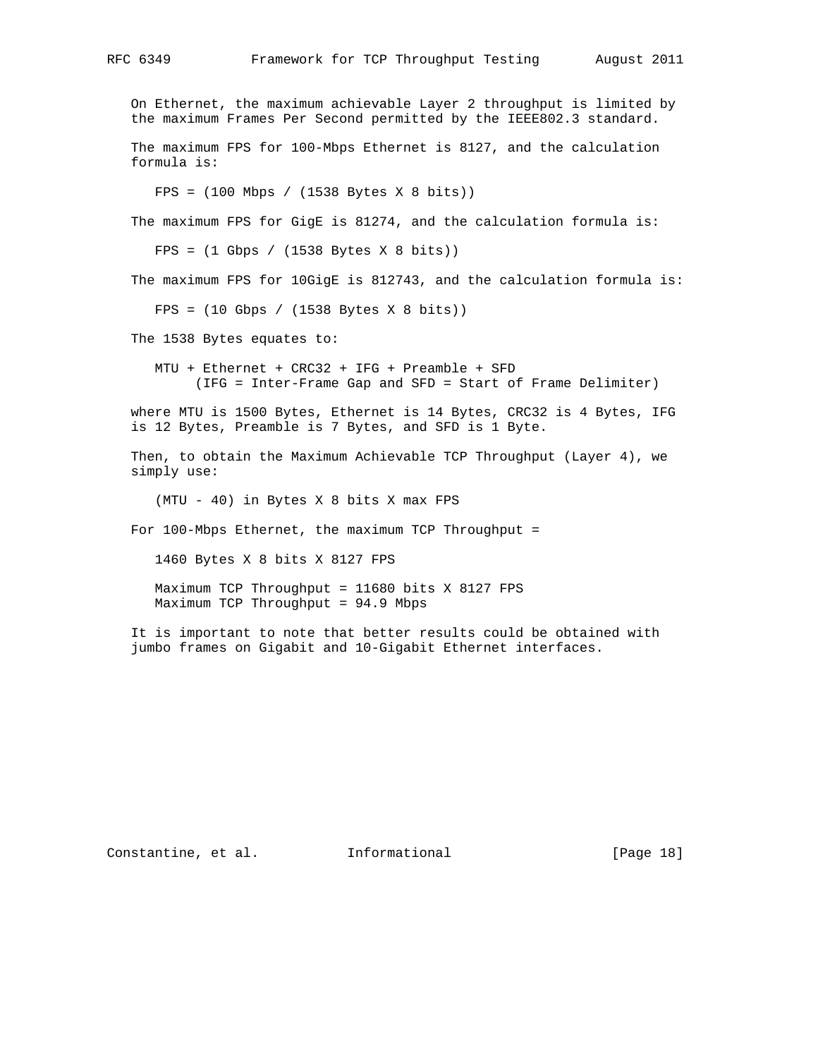On Ethernet, the maximum achievable Layer 2 throughput is limited by the maximum Frames Per Second permitted by the IEEE802.3 standard.

The maximum FPS for 100-Mbps Ethernet is 8127, and the calculation formula is:

```
FPS = (100 Mbps / (1538 Bytes X 8 bits))
```

The maximum FPS for GigE is 81274, and the calculation formula is:

```
FPS = (1 Gbps / (1538 Bytes X 8 bits))
```

The maximum FPS for 10GigE is 812743, and the calculation formula is:

```
FPS = (10 Gbps / (1538 Bytes X 8 bits))
```

The 1538 Bytes equates to:

```
MTU + Ethernet + CRC32 + IFG + Preamble + SFD
     (IFG = Inter-Frame Gap and SFD = Start of Frame Delimiter)
```

where MTU is 1500 Bytes, Ethernet is 14 Bytes, CRC32 is 4 Bytes, IFG is 12 Bytes, Preamble is 7 Bytes, and SFD is 1 Byte.

Then, to obtain the Maximum Achievable TCP Throughput (Layer 4), we simply use:

```
(MTU - 40) in Bytes X 8 bits X max FPS
```

For 100-Mbps Ethernet, the maximum TCP Throughput =

```
1460 Bytes X 8 bits X 8127 FPS

Maximum TCP Throughput = 11680 bits X 8127 FPS
Maximum TCP Throughput = 94.9 Mbps
```

It is important to note that better results could be obtained with jumbo frames on Gigabit and 10-Gigabit Ethernet interfaces.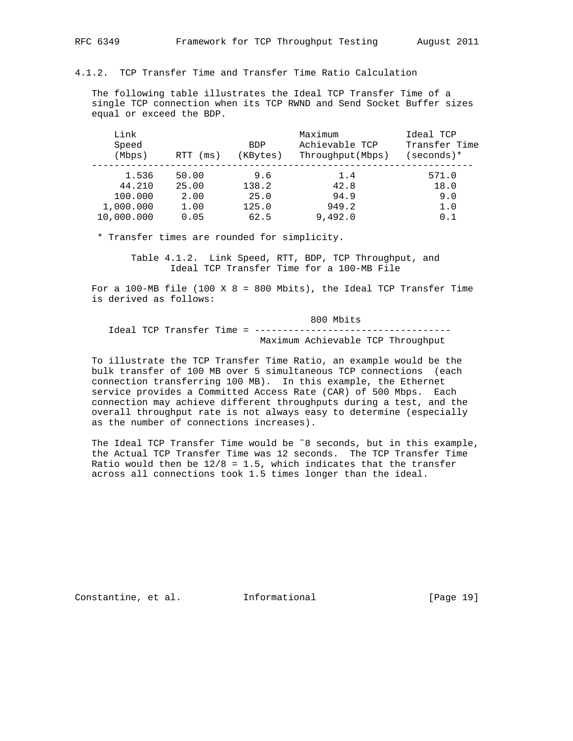### 4.1.2. TCP Transfer Time and Transfer Time Ratio Calculation

The following table illustrates the Ideal TCP Transfer Time of a single TCP connection when its TCP RWND and Send Socket Buffer sizes equal or exceed the BDP.

| Link Speed (Mbps) | RTT (ms) | BDP (KBytes) | Maximum Achievable TCP Throughput(Mbps) | Ideal TCP Transfer Time (seconds)* |
|---|---|---|---|---|
| 1.536 | 50.00 | 9.6 | 1.4 | 571.0 |
| 44.210 | 25.00 | 138.2 | 42.8 | 18.0 |
| 100.000 | 2.00 | 25.0 | 94.9 | 9.0 |
| 1,000.000 | 1.00 | 125.0 | 949.2 | 1.0 |
| 10,000.000 | 0.05 | 62.5 | 9,492.0 | 0.1 |

\* Transfer times are rounded for simplicity.

Table 4.1.2. Link Speed, RTT, BDP, TCP Throughput, and Ideal TCP Transfer Time for a 100-MB File

For a 100-MB file (100 X 8 = 800 Mbits), the Ideal TCP Transfer Time is derived as follows:

$$\text{Ideal TCP Transfer Time} = \frac{800 \text{ Mbits}}{\text{Maximum Achievable TCP Throughput}}$$

To illustrate the TCP Transfer Time Ratio, an example would be the bulk transfer of 100 MB over 5 simultaneous TCP connections (each connection transferring 100 MB). In this example, the Ethernet service provides a Committed Access Rate (CAR) of 500 Mbps. Each connection may achieve different throughputs during a test, and the overall throughput rate is not always easy to determine (especially as the number of connections increases).

The Ideal TCP Transfer Time would be ~8 seconds, but in this example, the Actual TCP Transfer Time was 12 seconds. The TCP Transfer Time Ratio would then be 12/8 = 1.5, which indicates that the transfer across all connections took 1.5 times longer than the ideal.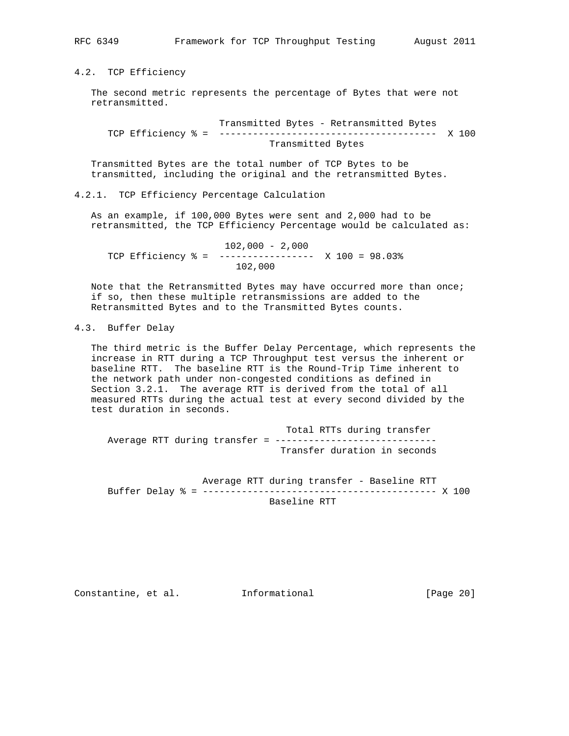## 4.2. TCP Efficiency

The second metric represents the percentage of Bytes that were not retransmitted.

$$\text{TCP Efficiency \%} = \frac{\text{Transmitted Bytes} - \text{Retransmitted Bytes}}{\text{Transmitted Bytes}} \times 100$$

Transmitted Bytes are the total number of TCP Bytes to be transmitted, including the original and the retransmitted Bytes.

### 4.2.1. TCP Efficiency Percentage Calculation

As an example, if 100,000 Bytes were sent and 2,000 had to be retransmitted, the TCP Efficiency Percentage would be calculated as:

$$\text{TCP Efficiency \%} = \frac{102{,}000 - 2{,}000}{102{,}000} \times 100 = 98.03\%$$

Note that the Retransmitted Bytes may have occurred more than once; if so, then these multiple retransmissions are added to the Retransmitted Bytes and to the Transmitted Bytes counts.

## 4.3. Buffer Delay

The third metric is the Buffer Delay Percentage, which represents the increase in RTT during a TCP Throughput test versus the inherent or baseline RTT. The baseline RTT is the Round-Trip Time inherent to the network path under non-congested conditions as defined in Section 3.2.1. The average RTT is derived from the total of all measured RTTs during the actual test at every second divided by the test duration in seconds.

$$\text{Average RTT during transfer} = \frac{\text{Total RTTs during transfer}}{\text{Transfer duration in seconds}}$$

$$\text{Buffer Delay \%} = \frac{\text{Average RTT during transfer} - \text{Baseline RTT}}{\text{Baseline RTT}} \times 100$$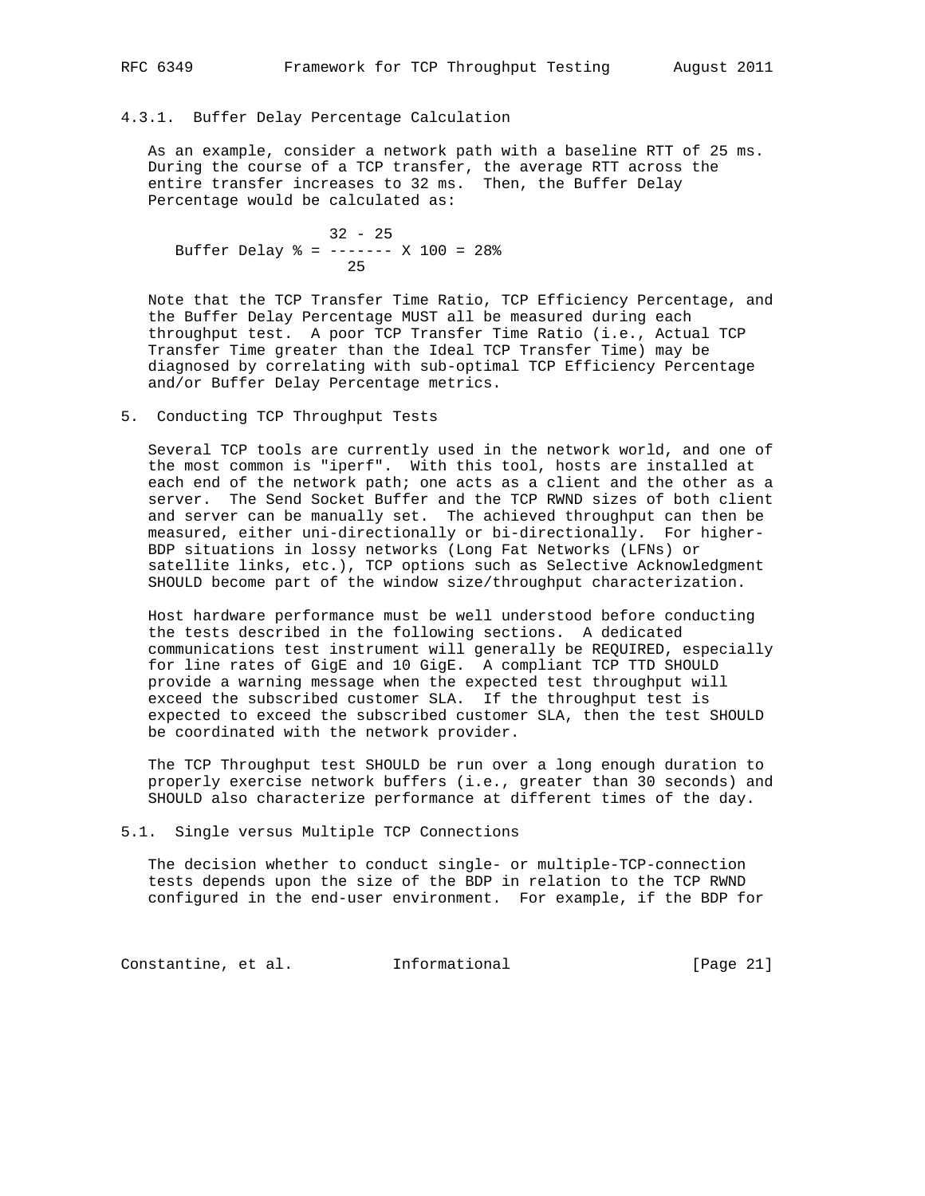### 4.3.1. Buffer Delay Percentage Calculation

As an example, consider a network path with a baseline RTT of 25 ms. During the course of a TCP transfer, the average RTT across the entire transfer increases to 32 ms. Then, the Buffer Delay Percentage would be calculated as:

$$\text{Buffer Delay \%} = \frac{32 - 25}{25} \times 100 = 28\%$$

Note that the TCP Transfer Time Ratio, TCP Efficiency Percentage, and the Buffer Delay Percentage MUST all be measured during each throughput test. A poor TCP Transfer Time Ratio (i.e., Actual TCP Transfer Time greater than the Ideal TCP Transfer Time) may be diagnosed by correlating with sub-optimal TCP Efficiency Percentage and/or Buffer Delay Percentage metrics.

## 5. Conducting TCP Throughput Tests

Several TCP tools are currently used in the network world, and one of the most common is "iperf". With this tool, hosts are installed at each end of the network path; one acts as a client and the other as a server. The Send Socket Buffer and the TCP RWND sizes of both client and server can be manually set. The achieved throughput can then be measured, either uni-directionally or bi-directionally. For higher-BDP situations in lossy networks (Long Fat Networks (LFNs) or satellite links, etc.), TCP options such as Selective Acknowledgment SHOULD become part of the window size/throughput characterization.

Host hardware performance must be well understood before conducting the tests described in the following sections. A dedicated communications test instrument will generally be REQUIRED, especially for line rates of GigE and 10 GigE. A compliant TCP TTD SHOULD provide a warning message when the expected test throughput will exceed the subscribed customer SLA. If the throughput test is expected to exceed the subscribed customer SLA, then the test SHOULD be coordinated with the network provider.

The TCP Throughput test SHOULD be run over a long enough duration to properly exercise network buffers (i.e., greater than 30 seconds) and SHOULD also characterize performance at different times of the day.

### 5.1. Single versus Multiple TCP Connections

The decision whether to conduct single- or multiple-TCP-connection tests depends upon the size of the BDP in relation to the TCP RWND configured in the end-user environment. For example, if the BDP for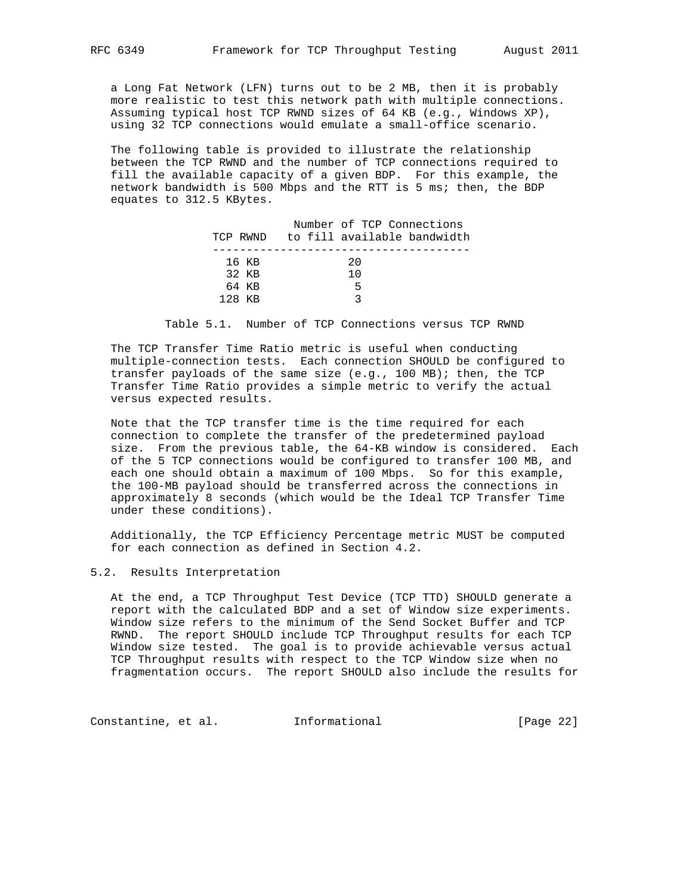a Long Fat Network (LFN) turns out to be 2 MB, then it is probably more realistic to test this network path with multiple connections. Assuming typical host TCP RWND sizes of 64 KB (e.g., Windows XP), using 32 TCP connections would emulate a small-office scenario.

The following table is provided to illustrate the relationship between the TCP RWND and the number of TCP connections required to fill the available capacity of a given BDP. For this example, the network bandwidth is 500 Mbps and the RTT is 5 ms; then, the BDP equates to 312.5 KBytes.

| TCP RWND | Number of TCP Connections to fill available bandwidth |
|---|---|
| 16 KB | 20 |
| 32 KB | 10 |
| 64 KB | 5 |
| 128 KB | 3 |

Table 5.1. Number of TCP Connections versus TCP RWND

The TCP Transfer Time Ratio metric is useful when conducting multiple-connection tests. Each connection SHOULD be configured to transfer payloads of the same size (e.g., 100 MB); then, the TCP Transfer Time Ratio provides a simple metric to verify the actual versus expected results.

Note that the TCP transfer time is the time required for each connection to complete the transfer of the predetermined payload size. From the previous table, the 64-KB window is considered. Each of the 5 TCP connections would be configured to transfer 100 MB, and each one should obtain a maximum of 100 Mbps. So for this example, the 100-MB payload should be transferred across the connections in approximately 8 seconds (which would be the Ideal TCP Transfer Time under these conditions).

Additionally, the TCP Efficiency Percentage metric MUST be computed for each connection as defined in Section 4.2.

## 5.2. Results Interpretation

At the end, a TCP Throughput Test Device (TCP TTD) SHOULD generate a report with the calculated BDP and a set of Window size experiments. Window size refers to the minimum of the Send Socket Buffer and TCP RWND. The report SHOULD include TCP Throughput results for each TCP Window size tested. The goal is to provide achievable versus actual TCP Throughput results with respect to the TCP Window size when no fragmentation occurs. The report SHOULD also include the results for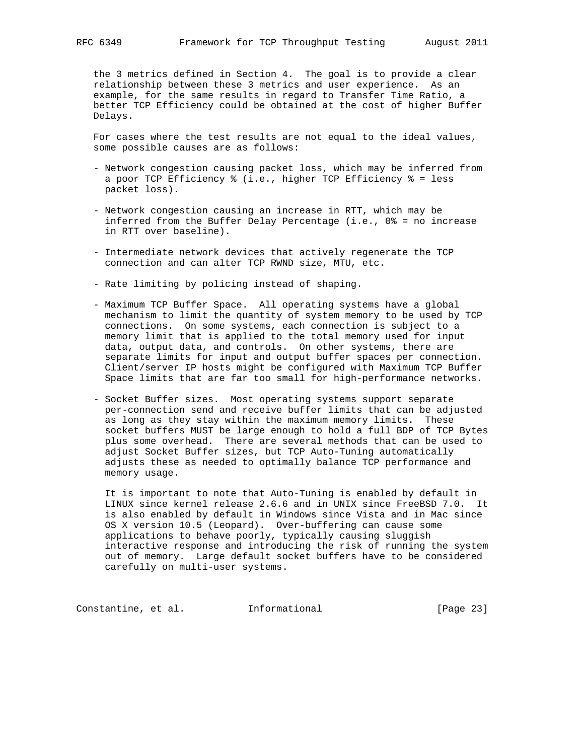the 3 metrics defined in Section 4. The goal is to provide a clear relationship between these 3 metrics and user experience. As an example, for the same results in regard to Transfer Time Ratio, a better TCP Efficiency could be obtained at the cost of higher Buffer Delays.

For cases where the test results are not equal to the ideal values, some possible causes are as follows:

- Network congestion causing packet loss, which may be inferred from a poor TCP Efficiency % (i.e., higher TCP Efficiency % = less packet loss).

- Network congestion causing an increase in RTT, which may be inferred from the Buffer Delay Percentage (i.e., 0% = no increase in RTT over baseline).

- Intermediate network devices that actively regenerate the TCP connection and can alter TCP RWND size, MTU, etc.

- Rate limiting by policing instead of shaping.

- Maximum TCP Buffer Space. All operating systems have a global mechanism to limit the quantity of system memory to be used by TCP connections. On some systems, each connection is subject to a memory limit that is applied to the total memory used for input data, output data, and controls. On other systems, there are separate limits for input and output buffer spaces per connection. Client/server IP hosts might be configured with Maximum TCP Buffer Space limits that are far too small for high-performance networks.

- Socket Buffer sizes. Most operating systems support separate per-connection send and receive buffer limits that can be adjusted as long as they stay within the maximum memory limits. These socket buffers MUST be large enough to hold a full BDP of TCP Bytes plus some overhead. There are several methods that can be used to adjust Socket Buffer sizes, but TCP Auto-Tuning automatically adjusts these as needed to optimally balance TCP performance and memory usage.

  It is important to note that Auto-Tuning is enabled by default in LINUX since kernel release 2.6.6 and in UNIX since FreeBSD 7.0. It is also enabled by default in Windows since Vista and in Mac since OS X version 10.5 (Leopard). Over-buffering can cause some applications to behave poorly, typically causing sluggish interactive response and introducing the risk of running the system out of memory. Large default socket buffers have to be considered carefully on multi-user systems.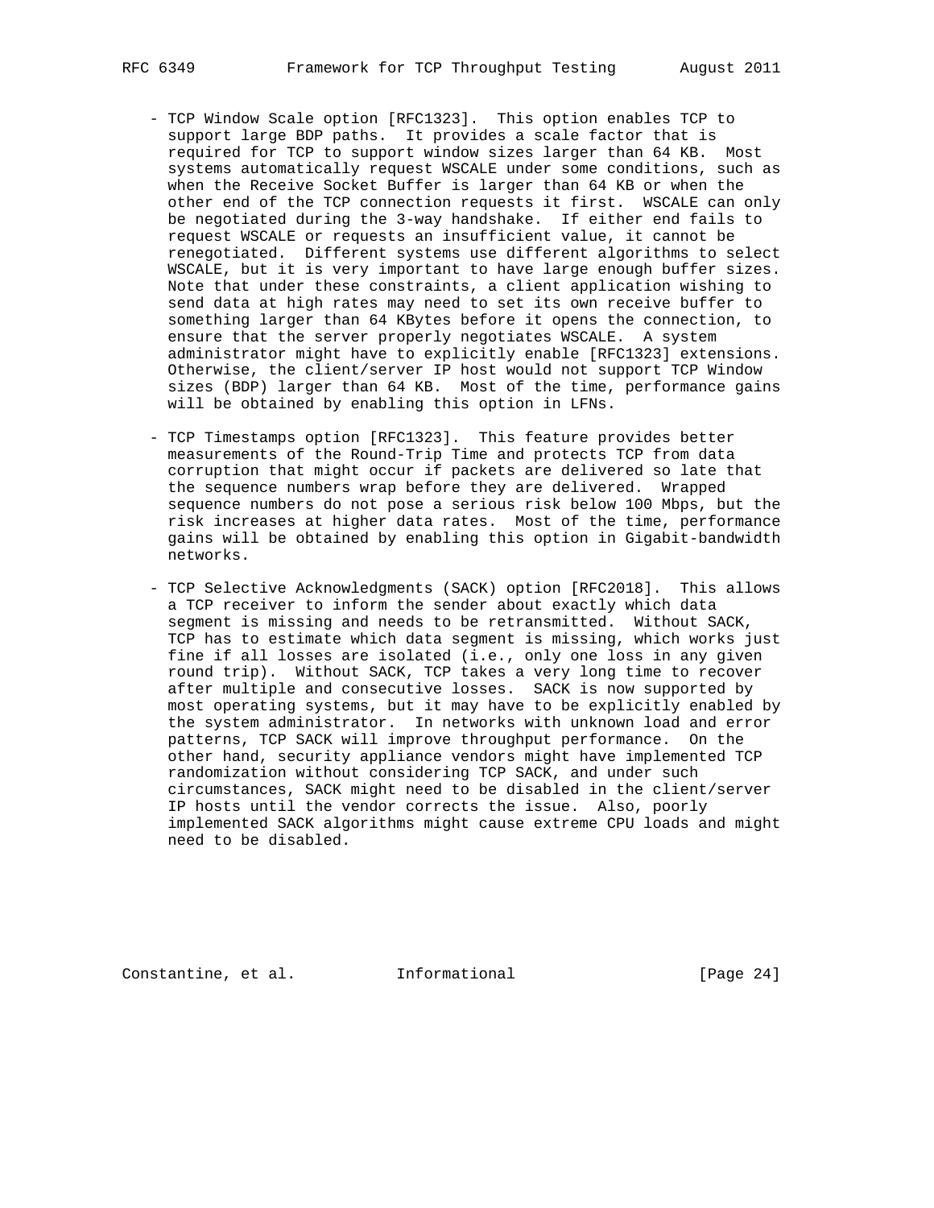- TCP Window Scale option [RFC1323]. This option enables TCP to support large BDP paths. It provides a scale factor that is required for TCP to support window sizes larger than 64 KB. Most systems automatically request WSCALE under some conditions, such as when the Receive Socket Buffer is larger than 64 KB or when the other end of the TCP connection requests it first. WSCALE can only be negotiated during the 3-way handshake. If either end fails to request WSCALE or requests an insufficient value, it cannot be renegotiated. Different systems use different algorithms to select WSCALE, but it is very important to have large enough buffer sizes. Note that under these constraints, a client application wishing to send data at high rates may need to set its own receive buffer to something larger than 64 KBytes before it opens the connection, to ensure that the server properly negotiates WSCALE. A system administrator might have to explicitly enable [RFC1323] extensions. Otherwise, the client/server IP host would not support TCP Window sizes (BDP) larger than 64 KB. Most of the time, performance gains will be obtained by enabling this option in LFNs.

- TCP Timestamps option [RFC1323]. This feature provides better measurements of the Round-Trip Time and protects TCP from data corruption that might occur if packets are delivered so late that the sequence numbers wrap before they are delivered. Wrapped sequence numbers do not pose a serious risk below 100 Mbps, but the risk increases at higher data rates. Most of the time, performance gains will be obtained by enabling this option in Gigabit-bandwidth networks.

- TCP Selective Acknowledgments (SACK) option [RFC2018]. This allows a TCP receiver to inform the sender about exactly which data segment is missing and needs to be retransmitted. Without SACK, TCP has to estimate which data segment is missing, which works just fine if all losses are isolated (i.e., only one loss in any given round trip). Without SACK, TCP takes a very long time to recover after multiple and consecutive losses. SACK is now supported by most operating systems, but it may have to be explicitly enabled by the system administrator. In networks with unknown load and error patterns, TCP SACK will improve throughput performance. On the other hand, security appliance vendors might have implemented TCP randomization without considering TCP SACK, and under such circumstances, SACK might need to be disabled in the client/server IP hosts until the vendor corrects the issue. Also, poorly implemented SACK algorithms might cause extreme CPU loads and might need to be disabled.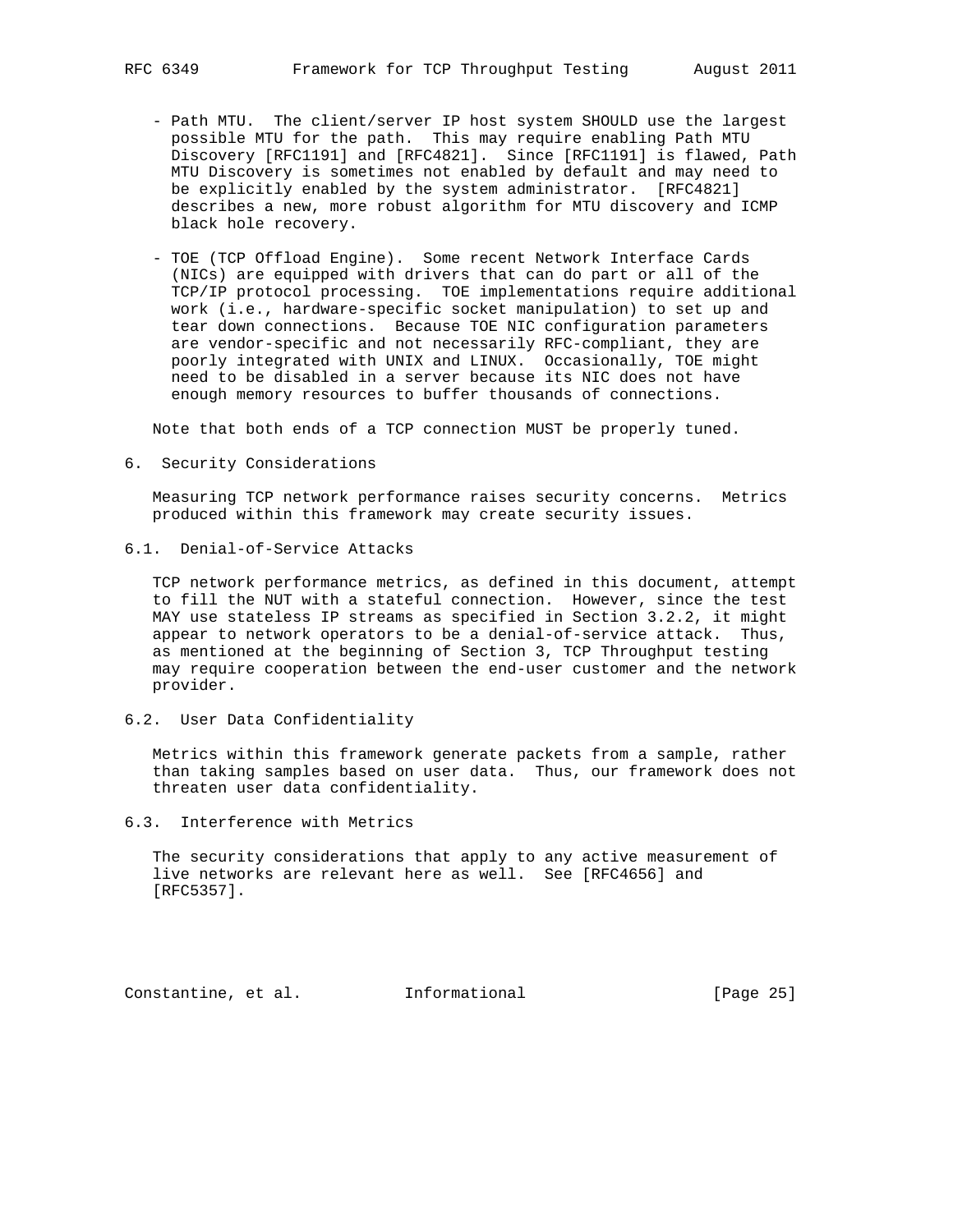- Path MTU. The client/server IP host system SHOULD use the largest possible MTU for the path. This may require enabling Path MTU Discovery [RFC1191] and [RFC4821]. Since [RFC1191] is flawed, Path MTU Discovery is sometimes not enabled by default and may need to be explicitly enabled by the system administrator. [RFC4821] describes a new, more robust algorithm for MTU discovery and ICMP black hole recovery.

- TOE (TCP Offload Engine). Some recent Network Interface Cards (NICs) are equipped with drivers that can do part or all of the TCP/IP protocol processing. TOE implementations require additional work (i.e., hardware-specific socket manipulation) to set up and tear down connections. Because TOE NIC configuration parameters are vendor-specific and not necessarily RFC-compliant, they are poorly integrated with UNIX and LINUX. Occasionally, TOE might need to be disabled in a server because its NIC does not have enough memory resources to buffer thousands of connections.

Note that both ends of a TCP connection MUST be properly tuned.

## 6. Security Considerations

Measuring TCP network performance raises security concerns. Metrics produced within this framework may create security issues.

### 6.1. Denial-of-Service Attacks

TCP network performance metrics, as defined in this document, attempt to fill the NUT with a stateful connection. However, since the test MAY use stateless IP streams as specified in Section 3.2.2, it might appear to network operators to be a denial-of-service attack. Thus, as mentioned at the beginning of Section 3, TCP Throughput testing may require cooperation between the end-user customer and the network provider.

### 6.2. User Data Confidentiality

Metrics within this framework generate packets from a sample, rather than taking samples based on user data. Thus, our framework does not threaten user data confidentiality.

### 6.3. Interference with Metrics

The security considerations that apply to any active measurement of live networks are relevant here as well. See [RFC4656] and [RFC5357].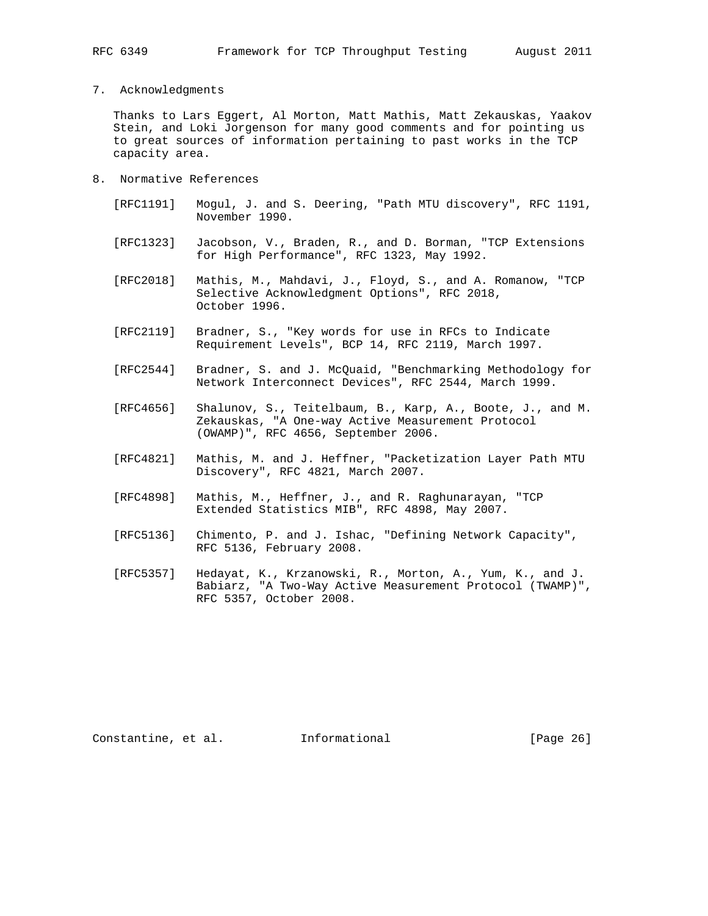## 7. Acknowledgments

Thanks to Lars Eggert, Al Morton, Matt Mathis, Matt Zekauskas, Yaakov Stein, and Loki Jorgenson for many good comments and for pointing us to great sources of information pertaining to past works in the TCP capacity area.

## 8. Normative References

[RFC1191] Mogul, J. and S. Deering, "Path MTU discovery", RFC 1191, November 1990.

[RFC1323] Jacobson, V., Braden, R., and D. Borman, "TCP Extensions for High Performance", RFC 1323, May 1992.

[RFC2018] Mathis, M., Mahdavi, J., Floyd, S., and A. Romanow, "TCP Selective Acknowledgment Options", RFC 2018, October 1996.

[RFC2119] Bradner, S., "Key words for use in RFCs to Indicate Requirement Levels", BCP 14, RFC 2119, March 1997.

[RFC2544] Bradner, S. and J. McQuaid, "Benchmarking Methodology for Network Interconnect Devices", RFC 2544, March 1999.

[RFC4656] Shalunov, S., Teitelbaum, B., Karp, A., Boote, J., and M. Zekauskas, "A One-way Active Measurement Protocol (OWAMP)", RFC 4656, September 2006.

[RFC4821] Mathis, M. and J. Heffner, "Packetization Layer Path MTU Discovery", RFC 4821, March 2007.

[RFC4898] Mathis, M., Heffner, J., and R. Raghunarayan, "TCP Extended Statistics MIB", RFC 4898, May 2007.

[RFC5136] Chimento, P. and J. Ishac, "Defining Network Capacity", RFC 5136, February 2008.

[RFC5357] Hedayat, K., Krzanowski, R., Morton, A., Yum, K., and J. Babiarz, "A Two-Way Active Measurement Protocol (TWAMP)", RFC 5357, October 2008.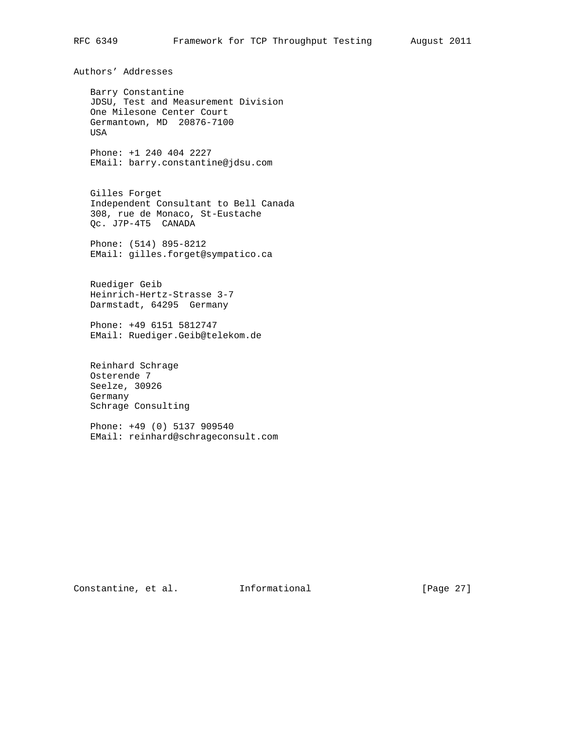## Authors' Addresses

Barry Constantine
JDSU, Test and Measurement Division
One Milesone Center Court
Germantown, MD  20876-7100
USA

Phone: +1 240 404 2227
EMail: barry.constantine@jdsu.com

Gilles Forget
Independent Consultant to Bell Canada
308, rue de Monaco, St-Eustache
Qc. J7P-4T5  CANADA

Phone: (514) 895-8212
EMail: gilles.forget@sympatico.ca

Ruediger Geib
Heinrich-Hertz-Strasse 3-7
Darmstadt, 64295  Germany

Phone: +49 6151 5812747
EMail: Ruediger.Geib@telekom.de

Reinhard Schrage
Osterende 7
Seelze, 30926
Germany
Schrage Consulting

Phone: +49 (0) 5137 909540
EMail: reinhard@schrageconsult.com